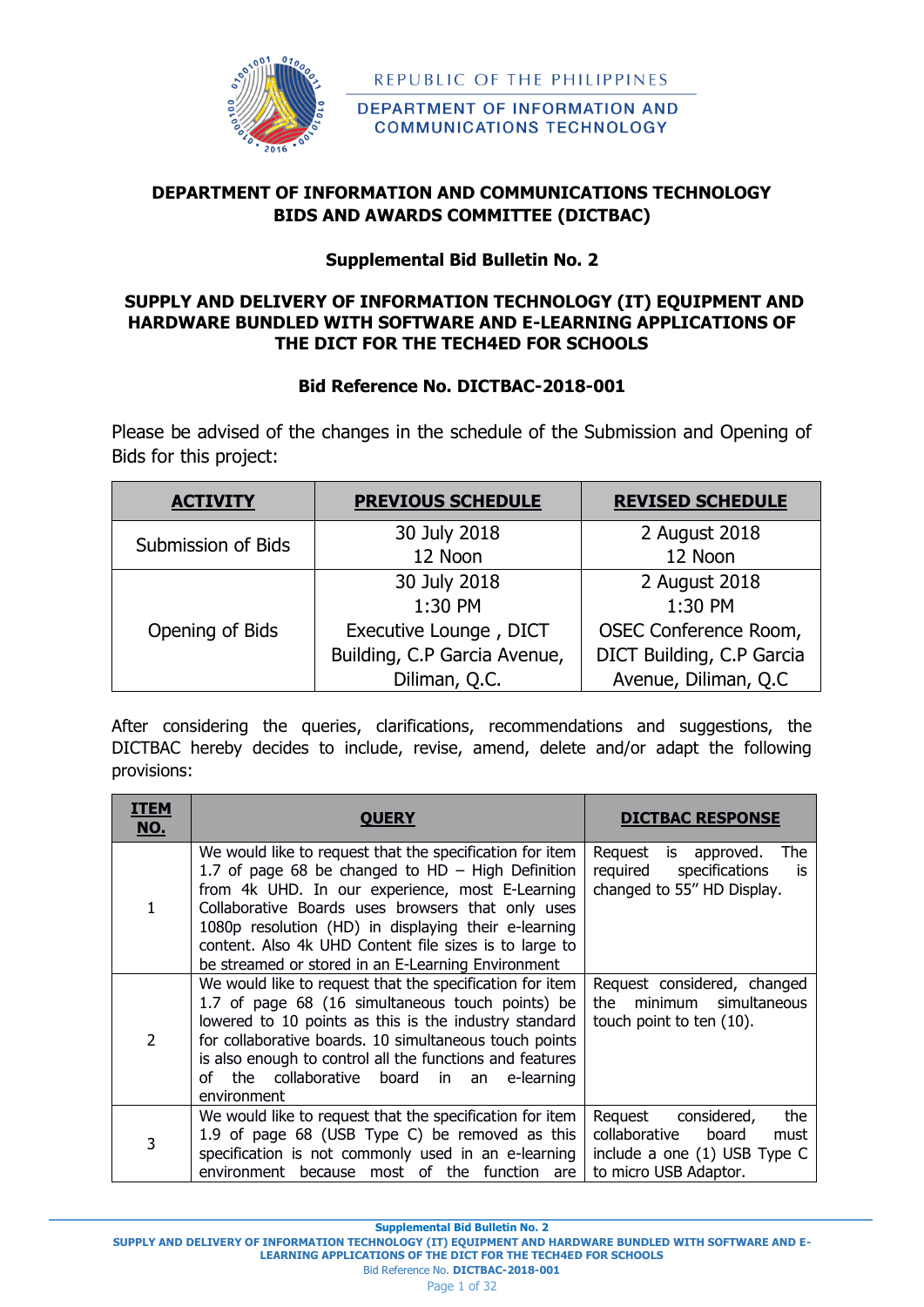REPUBLIC OF THE PHILIPPINES

DEPARTMENT OF INFORMATION AND COMMUNICATIONS TECHNOLOGY

**DEPARTMENT OF INFORMATION AND COMMUNICATIONS TECHNOLOGY**
**BIDS AND AWARDS COMMITTEE (DICTBAC)**

**Supplemental Bid Bulletin No. 2**

**SUPPLY AND DELIVERY OF INFORMATION TECHNOLOGY (IT) EQUIPMENT AND HARDWARE BUNDLED WITH SOFTWARE AND E-LEARNING APPLICATIONS OF THE DICT FOR THE TECH4ED FOR SCHOOLS**

**Bid Reference No. DICTBAC-2018-001**

Please be advised of the changes in the schedule of the Submission and Opening of Bids for this project:

| ACTIVITY | PREVIOUS SCHEDULE | REVISED SCHEDULE |
|---|---|---|
| Submission of Bids | 30 July 2018<br>12 Noon | 2 August 2018<br>12 Noon |
| Opening of Bids | 30 July 2018<br>1:30 PM<br>Executive Lounge , DICT Building, C.P Garcia Avenue, Diliman, Q.C. | 2 August 2018<br>1:30 PM<br>OSEC Conference Room, DICT Building, C.P Garcia Avenue, Diliman, Q.C |

After considering the queries, clarifications, recommendations and suggestions, the DICTBAC hereby decides to include, revise, amend, delete and/or adapt the following provisions:

| ITEM NO. | QUERY | DICTBAC RESPONSE |
|---|---|---|
| 1 | We would like to request that the specification for item 1.7 of page 68 be changed to HD – High Definition from 4k UHD. In our experience, most E-Learning Collaborative Boards uses browsers that only uses 1080p resolution (HD) in displaying their e-learning content. Also 4k UHD Content file sizes is to large to be streamed or stored in an E-Learning Environment | Request is approved. The required specifications is changed to 55" HD Display. |
| 2 | We would like to request that the specification for item 1.7 of page 68 (16 simultaneous touch points) be lowered to 10 points as this is the industry standard for collaborative boards. 10 simultaneous touch points is also enough to control all the functions and features of the collaborative board in an e-learning environment | Request considered, changed the minimum simultaneous touch point to ten (10). |
| 3 | We would like to request that the specification for item 1.9 of page 68 (USB Type C) be removed as this specification is not commonly used in an e-learning environment because most of the function are | Request considered, the collaborative board must include a one (1) USB Type C to micro USB Adaptor. |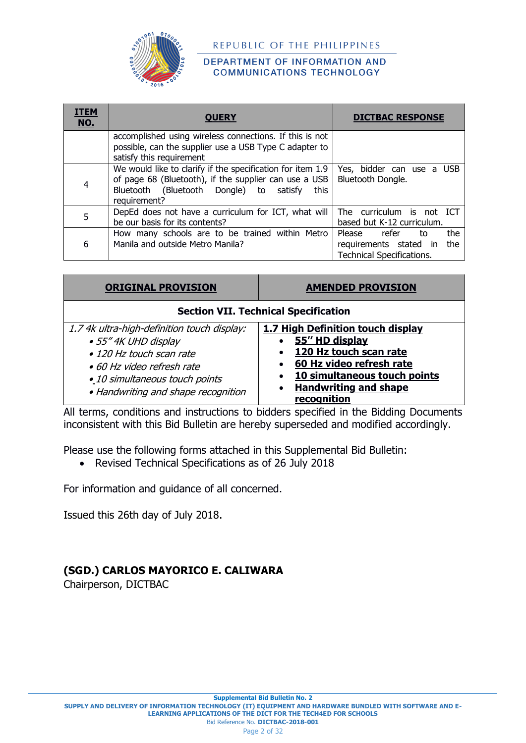| ITEM NO. | QUERY | DICTBAC RESPONSE |
|---|---|---|
| | accomplished using wireless connections. If this is not possible, can the supplier use a USB Type C adapter to satisfy this requirement | |
| 4 | We would like to clarify if the specification for item 1.9 of page 68 (Bluetooth), if the supplier can use a USB Bluetooth (Bluetooth Dongle) to satisfy this requirement? | Yes, bidder can use a USB Bluetooth Dongle. |
| 5 | DepEd does not have a curriculum for ICT, what will be our basis for its contents? | The curriculum is not ICT based but K-12 curriculum. |
| 6 | How many schools are to be trained within Metro Manila and outside Metro Manila? | Please refer to the requirements stated in the Technical Specifications. |

| ORIGINAL PROVISION | AMENDED PROVISION |
|---|---|
| **Section VII. Technical Specification** | |
| *1.7 4k ultra-high-definition touch display:*<br>*• 55" 4K UHD display*<br>*• 120 Hz touch scan rate*<br>*• 60 Hz video refresh rate*<br>*• 10 simultaneous touch points*<br>*• Handwriting and shape recognition* | **1.7 High Definition touch display**<br>• **55" HD display**<br>• **120 Hz touch scan rate**<br>• **60 Hz video refresh rate**<br>• **10 simultaneous touch points**<br>• **Handwriting and shape recognition** |

All terms, conditions and instructions to bidders specified in the Bidding Documents inconsistent with this Bid Bulletin are hereby superseded and modified accordingly.

Please use the following forms attached in this Supplemental Bid Bulletin:

- Revised Technical Specifications as of 26 July 2018

For information and guidance of all concerned.

Issued this 26th day of July 2018.

**(SGD.) CARLOS MAYORICO E. CALIWARA**
Chairperson, DICTBAC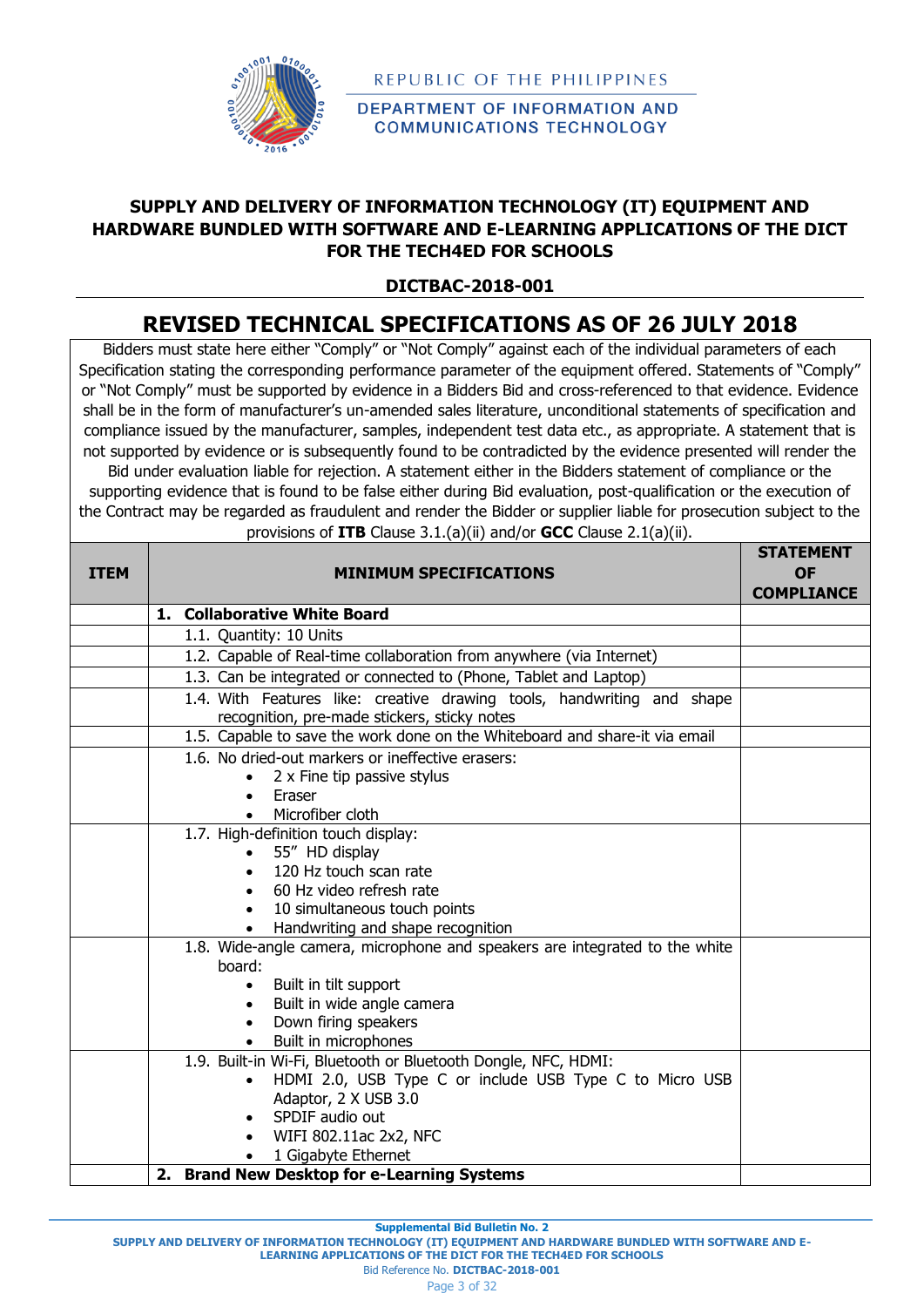REPUBLIC OF THE PHILIPPINES

DEPARTMENT OF INFORMATION AND COMMUNICATIONS TECHNOLOGY

**SUPPLY AND DELIVERY OF INFORMATION TECHNOLOGY (IT) EQUIPMENT AND HARDWARE BUNDLED WITH SOFTWARE AND E-LEARNING APPLICATIONS OF THE DICT FOR THE TECH4ED FOR SCHOOLS**

**DICTBAC-2018-001**

# REVISED TECHNICAL SPECIFICATIONS AS OF 26 JULY 2018

Bidders must state here either "Comply" or "Not Comply" against each of the individual parameters of each Specification stating the corresponding performance parameter of the equipment offered. Statements of "Comply" or "Not Comply" must be supported by evidence in a Bidders Bid and cross-referenced to that evidence. Evidence shall be in the form of manufacturer's un-amended sales literature, unconditional statements of specification and compliance issued by the manufacturer, samples, independent test data etc., as appropriate. A statement that is not supported by evidence or is subsequently found to be contradicted by the evidence presented will render the Bid under evaluation liable for rejection. A statement either in the Bidders statement of compliance or the supporting evidence that is found to be false either during Bid evaluation, post-qualification or the execution of the Contract may be regarded as fraudulent and render the Bidder or supplier liable for prosecution subject to the provisions of **ITB** Clause 3.1.(a)(ii) and/or **GCC** Clause 2.1(a)(ii).

| ITEM | MINIMUM SPECIFICATIONS | STATEMENT OF COMPLIANCE |
|---|---|---|
| | **1. Collaborative White Board** | |
| | 1.1. Quantity: 10 Units | |
| | 1.2. Capable of Real-time collaboration from anywhere (via Internet) | |
| | 1.3. Can be integrated or connected to (Phone, Tablet and Laptop) | |
| | 1.4. With Features like: creative drawing tools, handwriting and shape recognition, pre-made stickers, sticky notes | |
| | 1.5. Capable to save the work done on the Whiteboard and share-it via email | |
| | 1.6. No dried-out markers or ineffective erasers:<br>• 2 x Fine tip passive stylus<br>• Eraser<br>• Microfiber cloth | |
| | 1.7. High-definition touch display:<br>• 55" HD display<br>• 120 Hz touch scan rate<br>• 60 Hz video refresh rate<br>• 10 simultaneous touch points<br>• Handwriting and shape recognition | |
| | 1.8. Wide-angle camera, microphone and speakers are integrated to the white board:<br>• Built in tilt support<br>• Built in wide angle camera<br>• Down firing speakers<br>• Built in microphones | |
| | 1.9. Built-in Wi-Fi, Bluetooth or Bluetooth Dongle, NFC, HDMI:<br>• HDMI 2.0, USB Type C or include USB Type C to Micro USB Adaptor, 2 X USB 3.0<br>• SPDIF audio out<br>• WIFI 802.11ac 2x2, NFC<br>• 1 Gigabyte Ethernet | |
| | **2. Brand New Desktop for e-Learning Systems** | |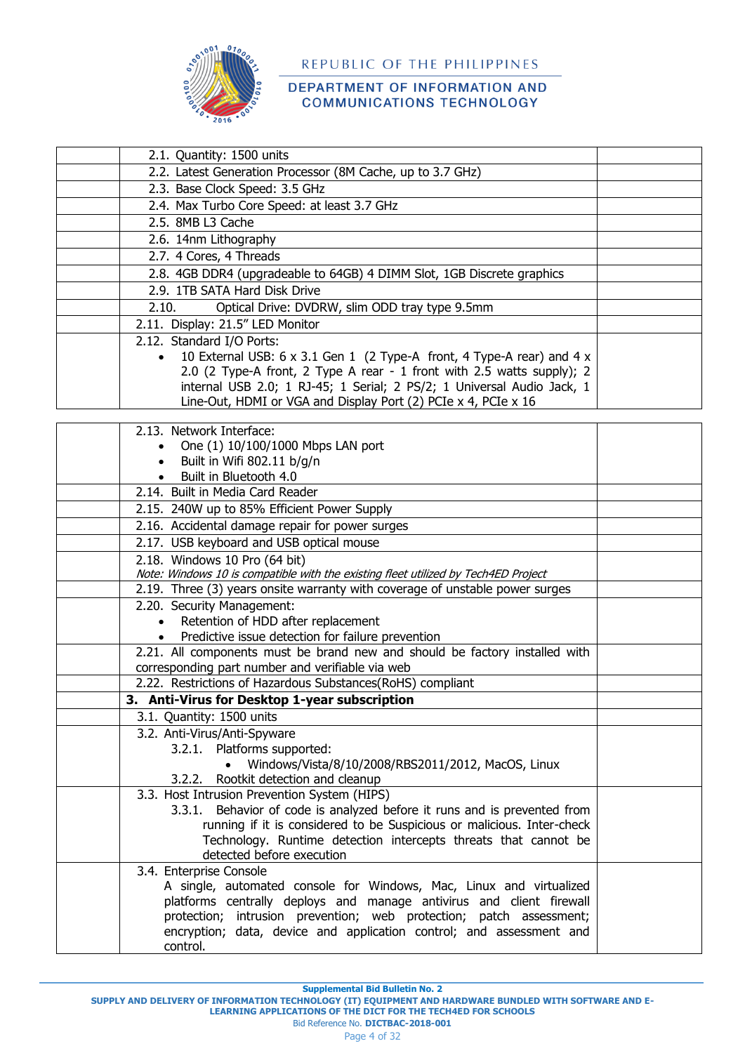|  | 2.1. Quantity: 1500 units |  |
|---|---|---|
|  | 2.2. Latest Generation Processor (8M Cache, up to 3.7 GHz) |  |
|  | 2.3. Base Clock Speed: 3.5 GHz |  |
|  | 2.4. Max Turbo Core Speed: at least 3.7 GHz |  |
|  | 2.5. 8MB L3 Cache |  |
|  | 2.6. 14nm Lithography |  |
|  | 2.7. 4 Cores, 4 Threads |  |
|  | 2.8. 4GB DDR4 (upgradeable to 64GB) 4 DIMM Slot, 1GB Discrete graphics |  |
|  | 2.9. 1TB SATA Hard Disk Drive |  |
|  | 2.10. Optical Drive: DVDRW, slim ODD tray type 9.5mm |  |
|  | 2.11. Display: 21.5" LED Monitor |  |
|  | 2.12. Standard I/O Ports:<br>• 10 External USB: 6 x 3.1 Gen 1 (2 Type-A front, 4 Type-A rear) and 4 x 2.0 (2 Type-A front, 2 Type A rear - 1 front with 2.5 watts supply); 2 internal USB 2.0; 1 RJ-45; 1 Serial; 2 PS/2; 1 Universal Audio Jack, 1 Line-Out, HDMI or VGA and Display Port (2) PCIe x 4, PCIe x 16 |  |
|  | 2.13. Network Interface:<br>• One (1) 10/100/1000 Mbps LAN port<br>• Built in Wifi 802.11 b/g/n<br>• Built in Bluetooth 4.0 |  |
|  | 2.14. Built in Media Card Reader |  |
|  | 2.15. 240W up to 85% Efficient Power Supply |  |
|  | 2.16. Accidental damage repair for power surges |  |
|  | 2.17. USB keyboard and USB optical mouse |  |
|  | 2.18. Windows 10 Pro (64 bit)<br>*Note: Windows 10 is compatible with the existing fleet utilized by Tech4ED Project* |  |
|  | 2.19. Three (3) years onsite warranty with coverage of unstable power surges |  |
|  | 2.20. Security Management:<br>• Retention of HDD after replacement<br>• Predictive issue detection for failure prevention |  |
|  | 2.21. All components must be brand new and should be factory installed with corresponding part number and verifiable via web |  |
|  | 2.22. Restrictions of Hazardous Substances(RoHS) compliant |  |
|  | **3. Anti-Virus for Desktop 1-year subscription** |  |
|  | 3.1. Quantity: 1500 units |  |
|  | 3.2. Anti-Virus/Anti-Spyware<br>3.2.1. Platforms supported:<br>• Windows/Vista/8/10/2008/RBS2011/2012, MacOS, Linux<br>3.2.2. Rootkit detection and cleanup |  |
|  | 3.3. Host Intrusion Prevention System (HIPS)<br>3.3.1. Behavior of code is analyzed before it runs and is prevented from running if it is considered to be Suspicious or malicious. Inter-check Technology. Runtime detection intercepts threats that cannot be detected before execution |  |
|  | 3.4. Enterprise Console<br>A single, automated console for Windows, Mac, Linux and virtualized platforms centrally deploys and manage antivirus and client firewall protection; intrusion prevention; web protection; patch assessment; encryption; data, device and application control; and assessment and control. |  |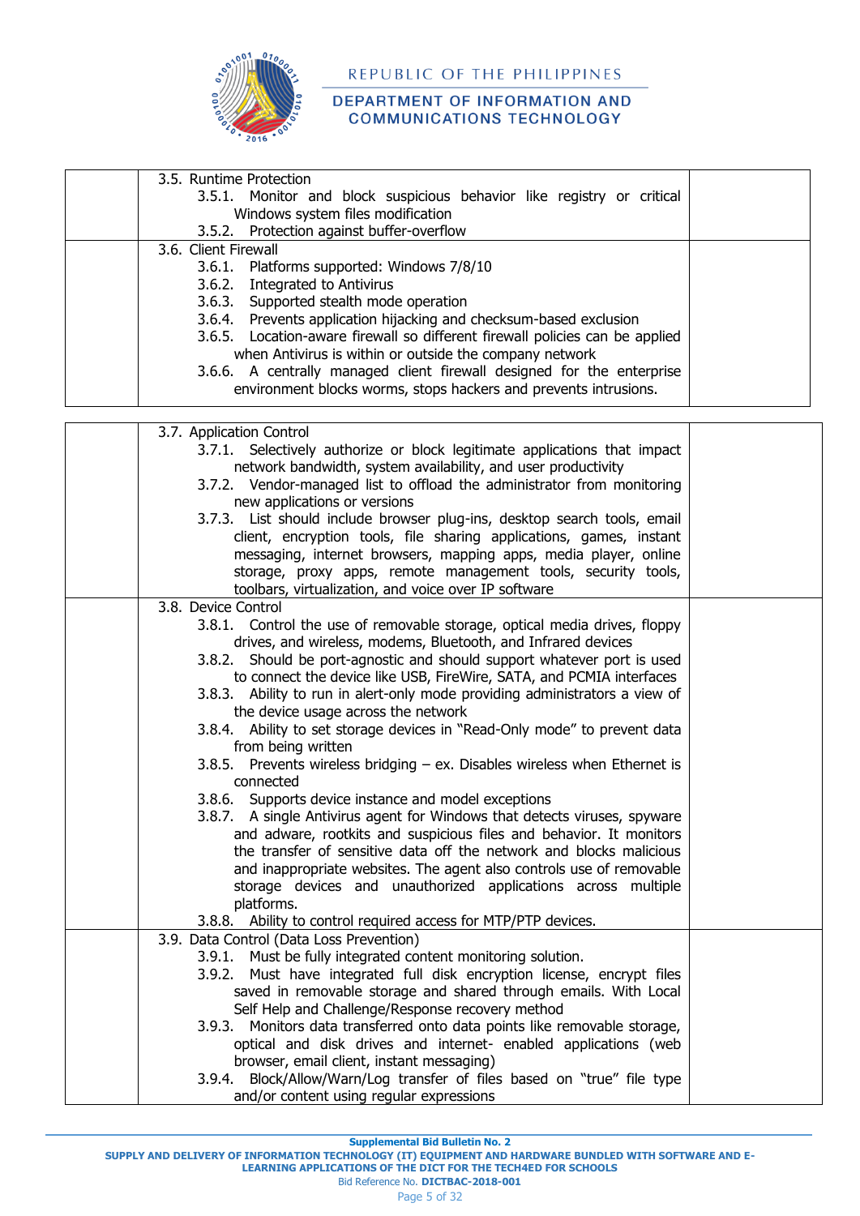|  | 3.5. Runtime Protection<br>3.5.1. Monitor and block suspicious behavior like registry or critical Windows system files modification<br>3.5.2. Protection against buffer-overflow |  |
|---|---|---|
|  | 3.6. Client Firewall<br>3.6.1. Platforms supported: Windows 7/8/10<br>3.6.2. Integrated to Antivirus<br>3.6.3. Supported stealth mode operation<br>3.6.4. Prevents application hijacking and checksum-based exclusion<br>3.6.5. Location-aware firewall so different firewall policies can be applied when Antivirus is within or outside the company network<br>3.6.6. A centrally managed client firewall designed for the enterprise environment blocks worms, stops hackers and prevents intrusions. |  |

|  | 3.7. Application Control<br>3.7.1. Selectively authorize or block legitimate applications that impact network bandwidth, system availability, and user productivity<br>3.7.2. Vendor-managed list to offload the administrator from monitoring new applications or versions<br>3.7.3. List should include browser plug-ins, desktop search tools, email client, encryption tools, file sharing applications, games, instant messaging, internet browsers, mapping apps, media player, online storage, proxy apps, remote management tools, security tools, toolbars, virtualization, and voice over IP software |  |
|---|---|---|
|  | 3.8. Device Control<br>3.8.1. Control the use of removable storage, optical media drives, floppy drives, and wireless, modems, Bluetooth, and Infrared devices<br>3.8.2. Should be port-agnostic and should support whatever port is used to connect the device like USB, FireWire, SATA, and PCMIA interfaces<br>3.8.3. Ability to run in alert-only mode providing administrators a view of the device usage across the network<br>3.8.4. Ability to set storage devices in "Read-Only mode" to prevent data from being written<br>3.8.5. Prevents wireless bridging – ex. Disables wireless when Ethernet is connected<br>3.8.6. Supports device instance and model exceptions<br>3.8.7. A single Antivirus agent for Windows that detects viruses, spyware and adware, rootkits and suspicious files and behavior. It monitors the transfer of sensitive data off the network and blocks malicious and inappropriate websites. The agent also controls use of removable storage devices and unauthorized applications across multiple platforms.<br>3.8.8. Ability to control required access for MTP/PTP devices. |  |
|  | 3.9. Data Control (Data Loss Prevention)<br>3.9.1. Must be fully integrated content monitoring solution.<br>3.9.2. Must have integrated full disk encryption license, encrypt files saved in removable storage and shared through emails. With Local Self Help and Challenge/Response recovery method<br>3.9.3. Monitors data transferred onto data points like removable storage, optical and disk drives and internet- enabled applications (web browser, email client, instant messaging)<br>3.9.4. Block/Allow/Warn/Log transfer of files based on "true" file type and/or content using regular expressions |  |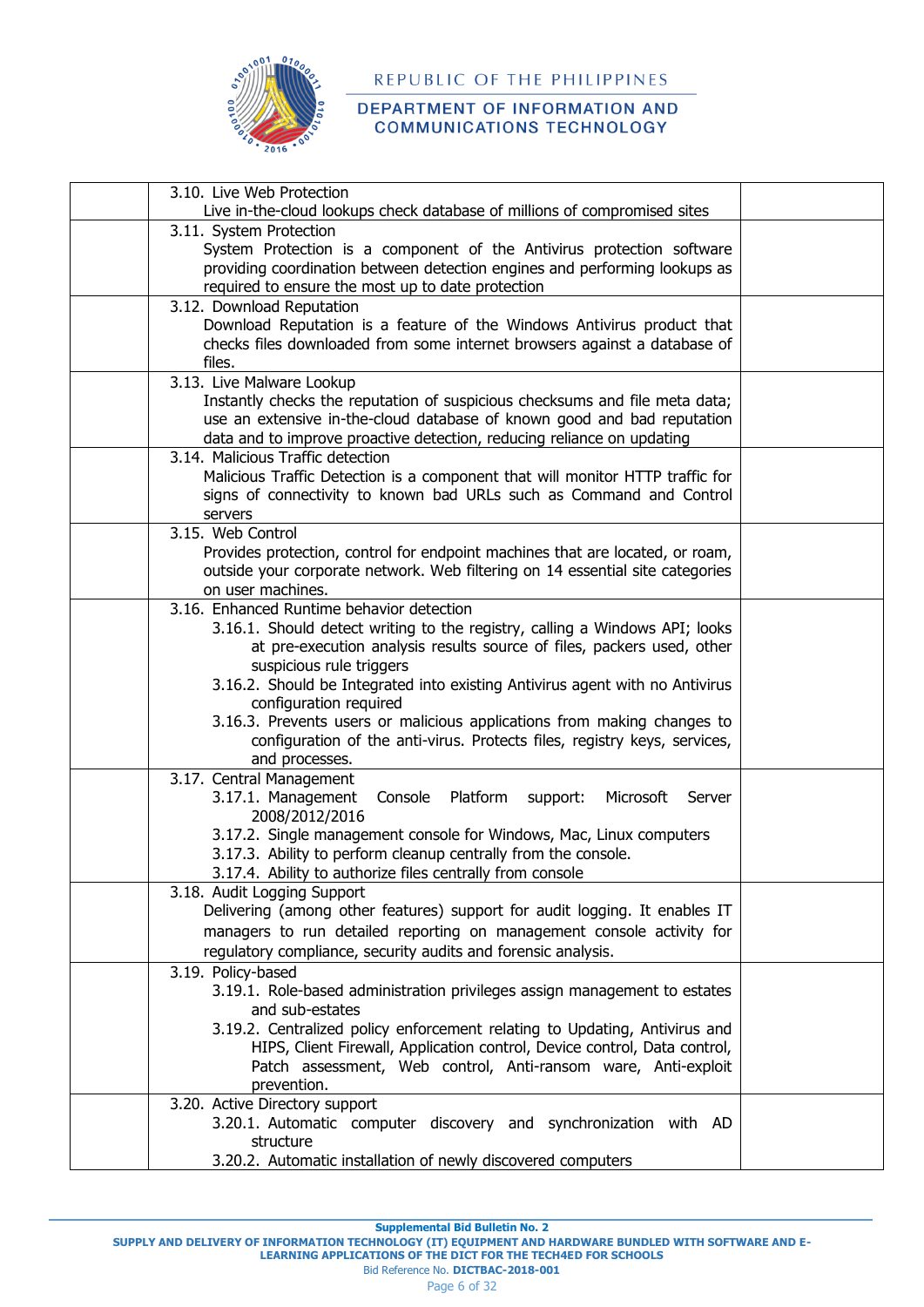| | | |
|---|---|---|
| | 3.10. Live Web Protection<br>Live in-the-cloud lookups check database of millions of compromised sites | |
| | 3.11. System Protection<br>System Protection is a component of the Antivirus protection software providing coordination between detection engines and performing lookups as required to ensure the most up to date protection | |
| | 3.12. Download Reputation<br>Download Reputation is a feature of the Windows Antivirus product that checks files downloaded from some internet browsers against a database of files. | |
| | 3.13. Live Malware Lookup<br>Instantly checks the reputation of suspicious checksums and file meta data; use an extensive in-the-cloud database of known good and bad reputation data and to improve proactive detection, reducing reliance on updating | |
| | 3.14. Malicious Traffic detection<br>Malicious Traffic Detection is a component that will monitor HTTP traffic for signs of connectivity to known bad URLs such as Command and Control servers | |
| | 3.15. Web Control<br>Provides protection, control for endpoint machines that are located, or roam, outside your corporate network. Web filtering on 14 essential site categories on user machines. | |
| | 3.16. Enhanced Runtime behavior detection<br>3.16.1. Should detect writing to the registry, calling a Windows API; looks at pre-execution analysis results source of files, packers used, other suspicious rule triggers<br>3.16.2. Should be Integrated into existing Antivirus agent with no Antivirus configuration required<br>3.16.3. Prevents users or malicious applications from making changes to configuration of the anti-virus. Protects files, registry keys, services, and processes. | |
| | 3.17. Central Management<br>3.17.1. Management Console Platform support: Microsoft Server 2008/2012/2016<br>3.17.2. Single management console for Windows, Mac, Linux computers<br>3.17.3. Ability to perform cleanup centrally from the console.<br>3.17.4. Ability to authorize files centrally from console | |
| | 3.18. Audit Logging Support<br>Delivering (among other features) support for audit logging. It enables IT managers to run detailed reporting on management console activity for regulatory compliance, security audits and forensic analysis. | |
| | 3.19. Policy-based<br>3.19.1. Role-based administration privileges assign management to estates and sub-estates<br>3.19.2. Centralized policy enforcement relating to Updating, Antivirus and HIPS, Client Firewall, Application control, Device control, Data control, Patch assessment, Web control, Anti-ransom ware, Anti-exploit prevention. | |
| | 3.20. Active Directory support<br>3.20.1. Automatic computer discovery and synchronization with AD structure<br>3.20.2. Automatic installation of newly discovered computers | |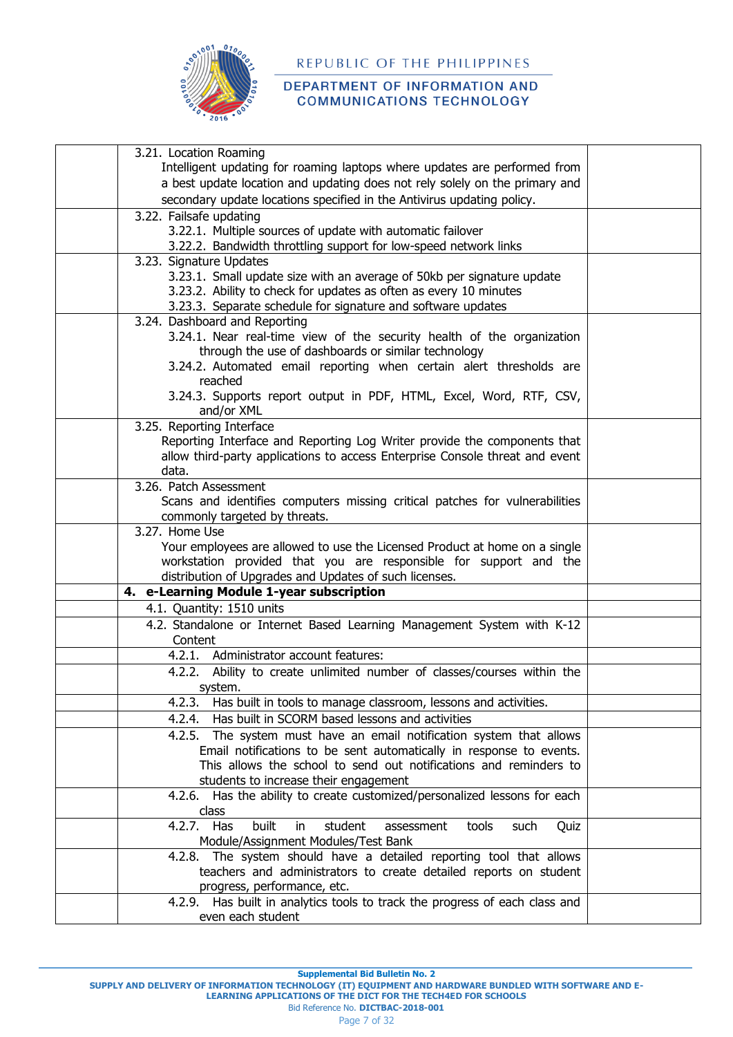| | | |
|---|---|---|
| | 3.21. Location Roaming<br>Intelligent updating for roaming laptops where updates are performed from a best update location and updating does not rely solely on the primary and secondary update locations specified in the Antivirus updating policy. | |
| | 3.22. Failsafe updating<br>3.22.1. Multiple sources of update with automatic failover<br>3.22.2. Bandwidth throttling support for low-speed network links | |
| | 3.23. Signature Updates<br>3.23.1. Small update size with an average of 50kb per signature update<br>3.23.2. Ability to check for updates as often as every 10 minutes<br>3.23.3. Separate schedule for signature and software updates | |
| | 3.24. Dashboard and Reporting<br>3.24.1. Near real-time view of the security health of the organization through the use of dashboards or similar technology<br>3.24.2. Automated email reporting when certain alert thresholds are reached<br>3.24.3. Supports report output in PDF, HTML, Excel, Word, RTF, CSV, and/or XML | |
| | 3.25. Reporting Interface<br>Reporting Interface and Reporting Log Writer provide the components that allow third-party applications to access Enterprise Console threat and event data. | |
| | 3.26. Patch Assessment<br>Scans and identifies computers missing critical patches for vulnerabilities commonly targeted by threats. | |
| | 3.27. Home Use<br>Your employees are allowed to use the Licensed Product at home on a single workstation provided that you are responsible for support and the distribution of Upgrades and Updates of such licenses. | |
| | **4. e-Learning Module 1-year subscription** | |
| | 4.1. Quantity: 1510 units | |
| | 4.2. Standalone or Internet Based Learning Management System with K-12 Content | |
| | 4.2.1. Administrator account features: | |
| | 4.2.2. Ability to create unlimited number of classes/courses within the system. | |
| | 4.2.3. Has built in tools to manage classroom, lessons and activities. | |
| | 4.2.4. Has built in SCORM based lessons and activities | |
| | 4.2.5. The system must have an email notification system that allows Email notifications to be sent automatically in response to events. This allows the school to send out notifications and reminders to students to increase their engagement | |
| | 4.2.6. Has the ability to create customized/personalized lessons for each class | |
| | 4.2.7. Has built in student assessment tools such Quiz Module/Assignment Modules/Test Bank | |
| | 4.2.8. The system should have a detailed reporting tool that allows teachers and administrators to create detailed reports on student progress, performance, etc. | |
| | 4.2.9. Has built in analytics tools to track the progress of each class and even each student | |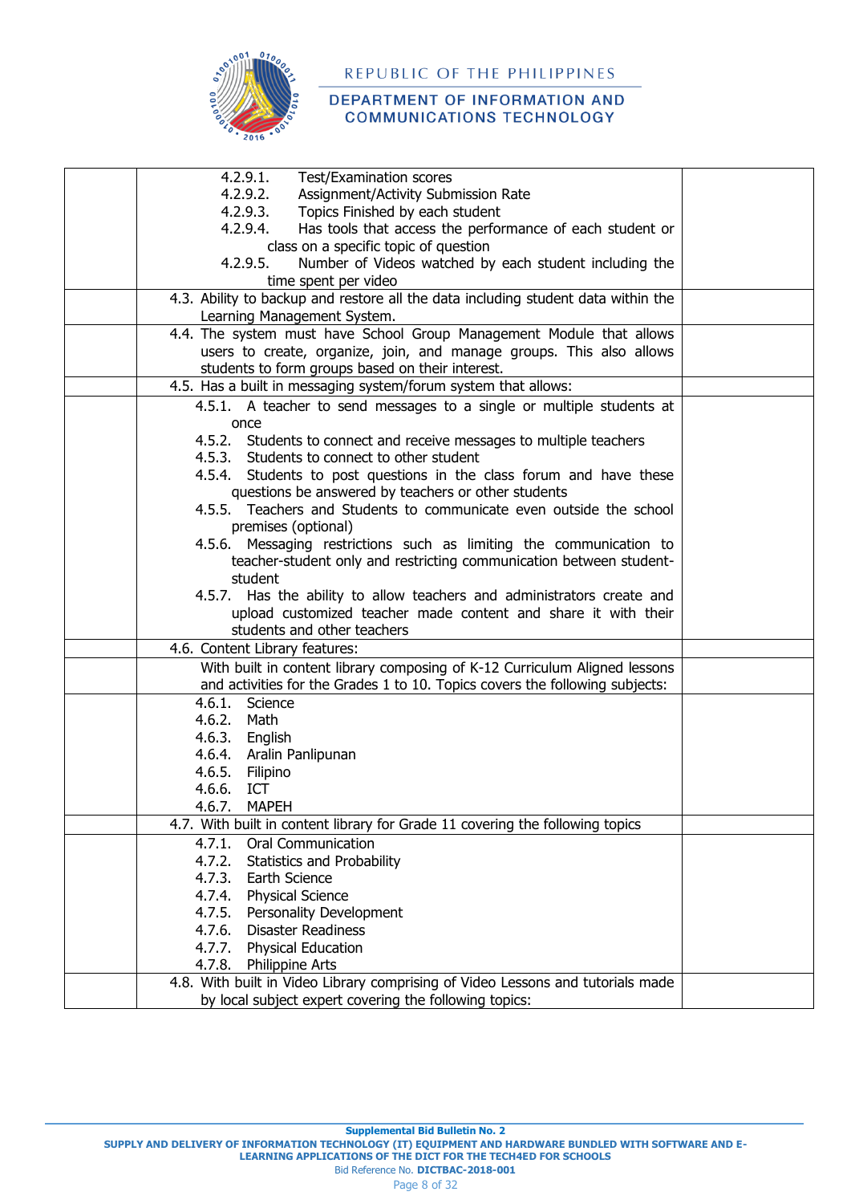| | | |
|---|---|---|
| | 4.2.9.1. Test/Examination scores<br>4.2.9.2. Assignment/Activity Submission Rate<br>4.2.9.3. Topics Finished by each student<br>4.2.9.4. Has tools that access the performance of each student or class on a specific topic of question<br>4.2.9.5. Number of Videos watched by each student including the time spent per video | |
| | 4.3. Ability to backup and restore all the data including student data within the Learning Management System. | |
| | 4.4. The system must have School Group Management Module that allows users to create, organize, join, and manage groups. This also allows students to form groups based on their interest. | |
| | 4.5. Has a built in messaging system/forum system that allows: | |
| | 4.5.1. A teacher to send messages to a single or multiple students at once<br>4.5.2. Students to connect and receive messages to multiple teachers<br>4.5.3. Students to connect to other student<br>4.5.4. Students to post questions in the class forum and have these questions be answered by teachers or other students<br>4.5.5. Teachers and Students to communicate even outside the school premises (optional)<br>4.5.6. Messaging restrictions such as limiting the communication to teacher-student only and restricting communication between student-student<br>4.5.7. Has the ability to allow teachers and administrators create and upload customized teacher made content and share it with their students and other teachers | |
| | 4.6. Content Library features: | |
| | With built in content library composing of K-12 Curriculum Aligned lessons and activities for the Grades 1 to 10. Topics covers the following subjects: | |
| | 4.6.1. Science<br>4.6.2. Math<br>4.6.3. English<br>4.6.4. Aralin Panlipunan<br>4.6.5. Filipino<br>4.6.6. ICT<br>4.6.7. MAPEH | |
| | 4.7. With built in content library for Grade 11 covering the following topics | |
| | 4.7.1. Oral Communication<br>4.7.2. Statistics and Probability<br>4.7.3. Earth Science<br>4.7.4. Physical Science<br>4.7.5. Personality Development<br>4.7.6. Disaster Readiness<br>4.7.7. Physical Education<br>4.7.8. Philippine Arts | |
| | 4.8. With built in Video Library comprising of Video Lessons and tutorials made by local subject expert covering the following topics: | |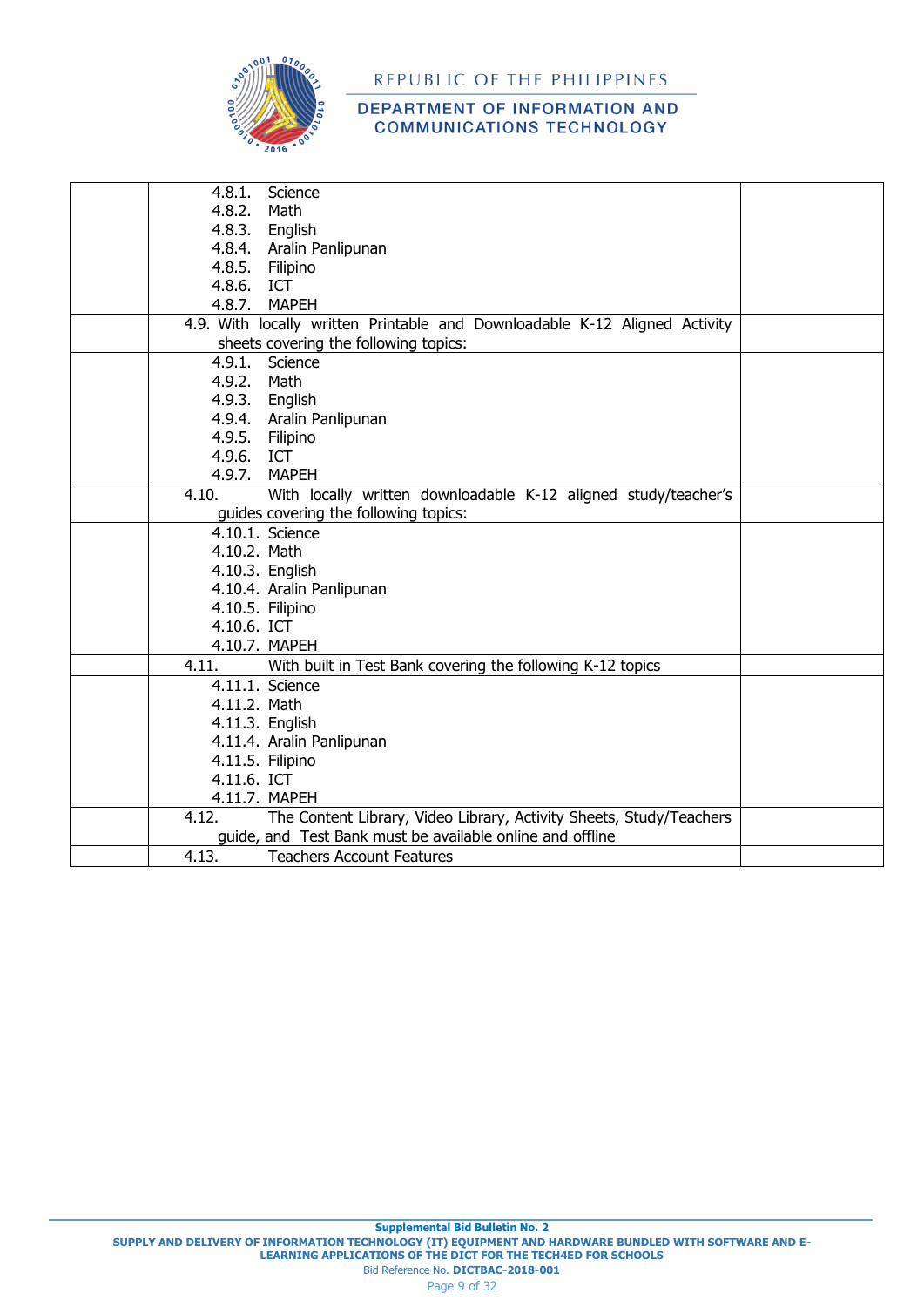| | | |
|---|---|---|
| | 4.8.1. Science<br>4.8.2. Math<br>4.8.3. English<br>4.8.4. Aralin Panlipunan<br>4.8.5. Filipino<br>4.8.6. ICT<br>4.8.7. MAPEH | |
| | 4.9. With locally written Printable and Downloadable K-12 Aligned Activity sheets covering the following topics: | |
| | 4.9.1. Science<br>4.9.2. Math<br>4.9.3. English<br>4.9.4. Aralin Panlipunan<br>4.9.5. Filipino<br>4.9.6. ICT<br>4.9.7. MAPEH | |
| | 4.10. With locally written downloadable K-12 aligned study/teacher's guides covering the following topics: | |
| | 4.10.1. Science<br>4.10.2. Math<br>4.10.3. English<br>4.10.4. Aralin Panlipunan<br>4.10.5. Filipino<br>4.10.6. ICT<br>4.10.7. MAPEH | |
| | 4.11. With built in Test Bank covering the following K-12 topics | |
| | 4.11.1. Science<br>4.11.2. Math<br>4.11.3. English<br>4.11.4. Aralin Panlipunan<br>4.11.5. Filipino<br>4.11.6. ICT<br>4.11.7. MAPEH | |
| | 4.12. The Content Library, Video Library, Activity Sheets, Study/Teachers guide, and Test Bank must be available online and offline | |
| | 4.13. Teachers Account Features | |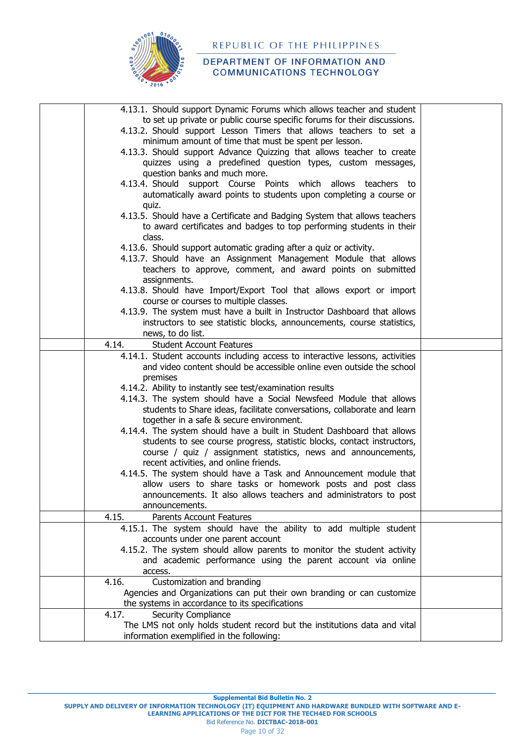| | | |
|---|---|---|
| | 4.13.1. Should support Dynamic Forums which allows teacher and student to set up private or public course specific forums for their discussions.<br>4.13.2. Should support Lesson Timers that allows teachers to set a minimum amount of time that must be spent per lesson.<br>4.13.3. Should support Advance Quizzing that allows teacher to create quizzes using a predefined question types, custom messages, question banks and much more.<br>4.13.4. Should support Course Points which allows teachers to automatically award points to students upon completing a course or quiz.<br>4.13.5. Should have a Certificate and Badging System that allows teachers to award certificates and badges to top performing students in their class.<br>4.13.6. Should support automatic grading after a quiz or activity.<br>4.13.7. Should have an Assignment Management Module that allows teachers to approve, comment, and award points on submitted assignments.<br>4.13.8. Should have Import/Export Tool that allows export or import course or courses to multiple classes.<br>4.13.9. The system must have a built in Instructor Dashboard that allows instructors to see statistic blocks, announcements, course statistics, news, to do list. | |
| | 4.14. Student Account Features | |
| | 4.14.1. Student accounts including access to interactive lessons, activities and video content should be accessible online even outside the school premises<br>4.14.2. Ability to instantly see test/examination results<br>4.14.3. The system should have a Social Newsfeed Module that allows students to Share ideas, facilitate conversations, collaborate and learn together in a safe & secure environment.<br>4.14.4. The system should have a built in Student Dashboard that allows students to see course progress, statistic blocks, contact instructors, course / quiz / assignment statistics, news and announcements, recent activities, and online friends.<br>4.14.5. The system should have a Task and Announcement module that allow users to share tasks or homework posts and post class announcements. It also allows teachers and administrators to post announcements. | |
| | 4.15. Parents Account Features | |
| | 4.15.1. The system should have the ability to add multiple student accounts under one parent account<br>4.15.2. The system should allow parents to monitor the student activity and academic performance using the parent account via online access. | |
| | 4.16. Customization and branding<br>Agencies and Organizations can put their own branding or can customize the systems in accordance to its specifications | |
| | 4.17. Security Compliance<br>The LMS not only holds student record but the institutions data and vital information exemplified in the following: | |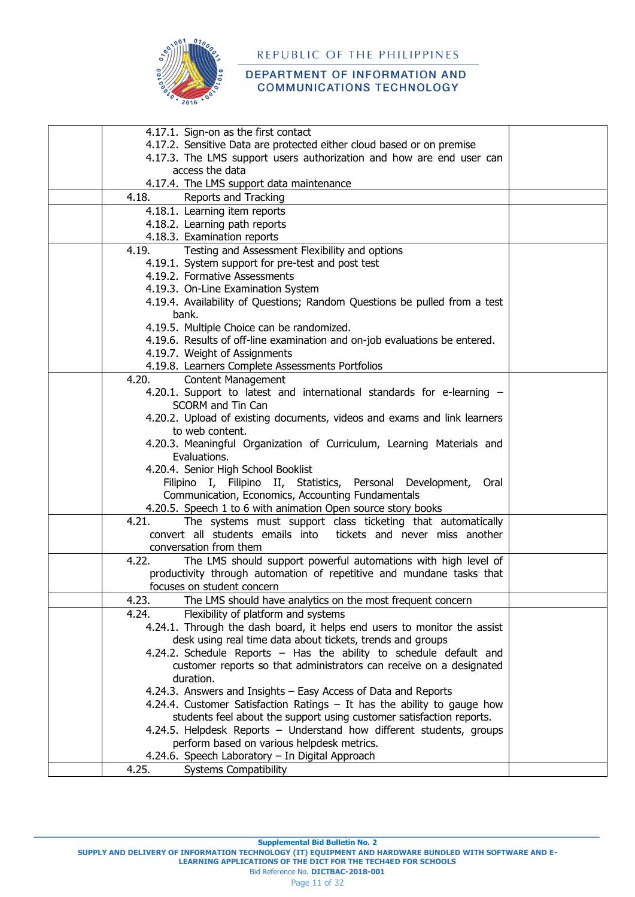| | | |
|---|---|---|
| | 4.17.1. Sign-on as the first contact<br>4.17.2. Sensitive Data are protected either cloud based or on premise<br>4.17.3. The LMS support users authorization and how are end user can access the data<br>4.17.4. The LMS support data maintenance | |
| | 4.18. Reports and Tracking | |
| | 4.18.1. Learning item reports<br>4.18.2. Learning path reports<br>4.18.3. Examination reports | |
| | 4.19. Testing and Assessment Flexibility and options<br>4.19.1. System support for pre-test and post test<br>4.19.2. Formative Assessments<br>4.19.3. On-Line Examination System<br>4.19.4. Availability of Questions; Random Questions be pulled from a test bank.<br>4.19.5. Multiple Choice can be randomized.<br>4.19.6. Results of off-line examination and on-job evaluations be entered.<br>4.19.7. Weight of Assignments<br>4.19.8. Learners Complete Assessments Portfolios | |
| | 4.20. Content Management<br>4.20.1. Support to latest and international standards for e-learning – SCORM and Tin Can<br>4.20.2. Upload of existing documents, videos and exams and link learners to web content.<br>4.20.3. Meaningful Organization of Curriculum, Learning Materials and Evaluations.<br>4.20.4. Senior High School Booklist<br>Filipino I, Filipino II, Statistics, Personal Development, Oral Communication, Economics, Accounting Fundamentals<br>4.20.5. Speech 1 to 6 with animation Open source story books | |
| | 4.21. The systems must support class ticketing that automatically convert all students emails into tickets and never miss another conversation from them | |
| | 4.22. The LMS should support powerful automations with high level of productivity through automation of repetitive and mundane tasks that focuses on student concern | |
| | 4.23. The LMS should have analytics on the most frequent concern | |
| | 4.24. Flexibility of platform and systems<br>4.24.1. Through the dash board, it helps end users to monitor the assist desk using real time data about tickets, trends and groups<br>4.24.2. Schedule Reports – Has the ability to schedule default and customer reports so that administrators can receive on a designated duration.<br>4.24.3. Answers and Insights – Easy Access of Data and Reports<br>4.24.4. Customer Satisfaction Ratings – It has the ability to gauge how students feel about the support using customer satisfaction reports.<br>4.24.5. Helpdesk Reports – Understand how different students, groups perform based on various helpdesk metrics.<br>4.24.6. Speech Laboratory – In Digital Approach | |
| | 4.25. Systems Compatibility | |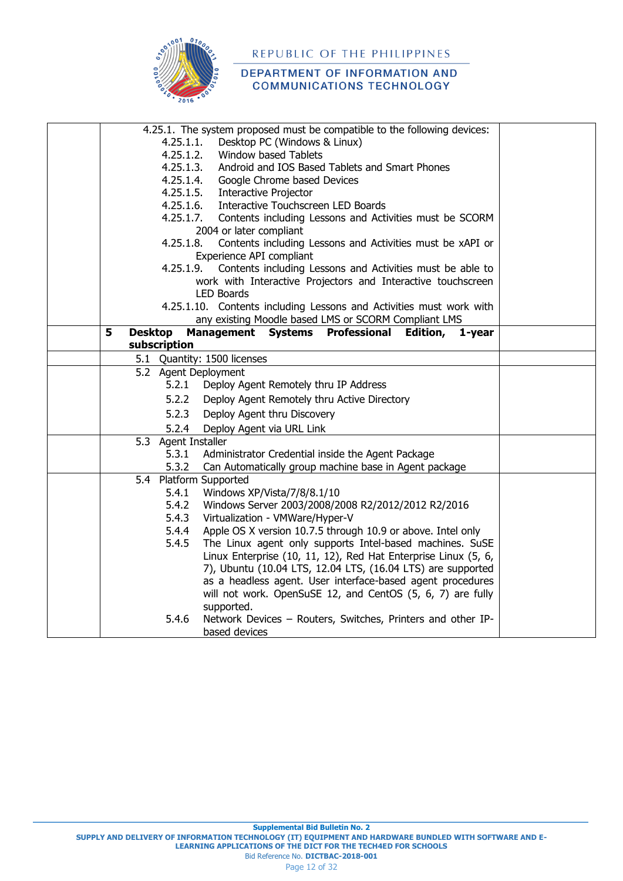| | | |
|---|---|---|
| | 4.25.1. The system proposed must be compatible to the following devices:<br>4.25.1.1. Desktop PC (Windows & Linux)<br>4.25.1.2. Window based Tablets<br>4.25.1.3. Android and IOS Based Tablets and Smart Phones<br>4.25.1.4. Google Chrome based Devices<br>4.25.1.5. Interactive Projector<br>4.25.1.6. Interactive Touchscreen LED Boards<br>4.25.1.7. Contents including Lessons and Activities must be SCORM 2004 or later compliant<br>4.25.1.8. Contents including Lessons and Activities must be xAPI or Experience API compliant<br>4.25.1.9. Contents including Lessons and Activities must be able to work with Interactive Projectors and Interactive touchscreen LED Boards<br>4.25.1.10. Contents including Lessons and Activities must work with any existing Moodle based LMS or SCORM Compliant LMS | |
| | **5 Desktop Management Systems Professional Edition, 1-year subscription** | |
| | 5.1 Quantity: 1500 licenses | |
| | 5.2 Agent Deployment<br>5.2.1 Deploy Agent Remotely thru IP Address<br>5.2.2 Deploy Agent Remotely thru Active Directory<br>5.2.3 Deploy Agent thru Discovery<br>5.2.4 Deploy Agent via URL Link | |
| | 5.3 Agent Installer<br>5.3.1 Administrator Credential inside the Agent Package<br>5.3.2 Can Automatically group machine base in Agent package | |
| | 5.4 Platform Supported<br>5.4.1 Windows XP/Vista/7/8/8.1/10<br>5.4.2 Windows Server 2003/2008/2008 R2/2012/2012 R2/2016<br>5.4.3 Virtualization - VMWare/Hyper-V<br>5.4.4 Apple OS X version 10.7.5 through 10.9 or above. Intel only<br>5.4.5 The Linux agent only supports Intel-based machines. SuSE Linux Enterprise (10, 11, 12), Red Hat Enterprise Linux (5, 6, 7), Ubuntu (10.04 LTS, 12.04 LTS, (16.04 LTS) are supported as a headless agent. User interface-based agent procedures will not work. OpenSuSE 12, and CentOS (5, 6, 7) are fully supported.<br>5.4.6 Network Devices – Routers, Switches, Printers and other IP-based devices | |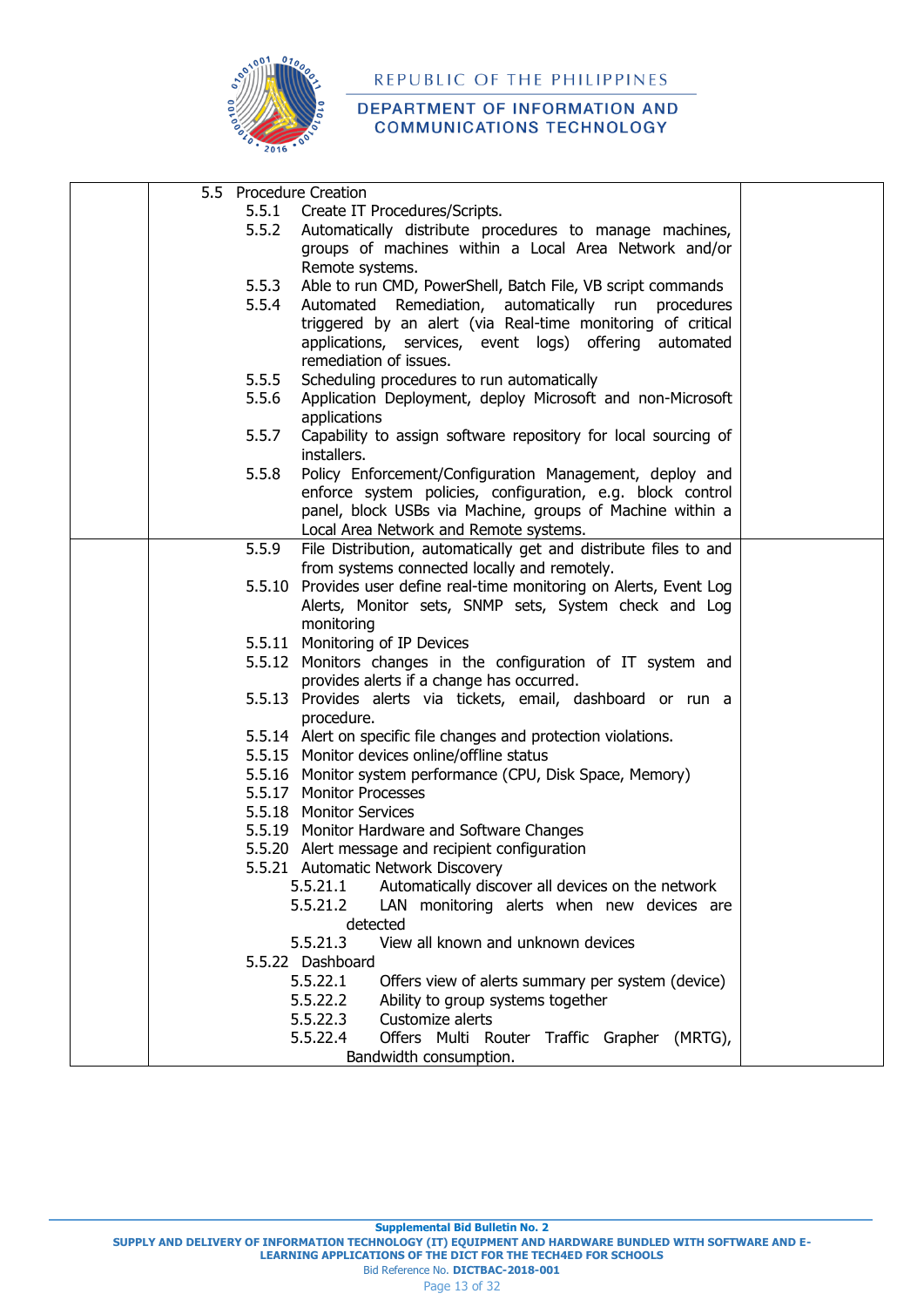| | | |
|---|---|---|
| | 5.5 Procedure Creation<br>5.5.1 Create IT Procedures/Scripts.<br>5.5.2 Automatically distribute procedures to manage machines, groups of machines within a Local Area Network and/or Remote systems.<br>5.5.3 Able to run CMD, PowerShell, Batch File, VB script commands<br>5.5.4 Automated Remediation, automatically run procedures triggered by an alert (via Real-time monitoring of critical applications, services, event logs) offering automated remediation of issues.<br>5.5.5 Scheduling procedures to run automatically<br>5.5.6 Application Deployment, deploy Microsoft and non-Microsoft applications<br>5.5.7 Capability to assign software repository for local sourcing of installers.<br>5.5.8 Policy Enforcement/Configuration Management, deploy and enforce system policies, configuration, e.g. block control panel, block USBs via Machine, groups of Machine within a Local Area Network and Remote systems. | |
| | 5.5.9 File Distribution, automatically get and distribute files to and from systems connected locally and remotely.<br>5.5.10 Provides user define real-time monitoring on Alerts, Event Log Alerts, Monitor sets, SNMP sets, System check and Log monitoring<br>5.5.11 Monitoring of IP Devices<br>5.5.12 Monitors changes in the configuration of IT system and provides alerts if a change has occurred.<br>5.5.13 Provides alerts via tickets, email, dashboard or run a procedure.<br>5.5.14 Alert on specific file changes and protection violations.<br>5.5.15 Monitor devices online/offline status<br>5.5.16 Monitor system performance (CPU, Disk Space, Memory)<br>5.5.17 Monitor Processes<br>5.5.18 Monitor Services<br>5.5.19 Monitor Hardware and Software Changes<br>5.5.20 Alert message and recipient configuration<br>5.5.21 Automatic Network Discovery<br>5.5.21.1 Automatically discover all devices on the network<br>5.5.21.2 LAN monitoring alerts when new devices are detected<br>5.5.21.3 View all known and unknown devices<br>5.5.22 Dashboard<br>5.5.22.1 Offers view of alerts summary per system (device)<br>5.5.22.2 Ability to group systems together<br>5.5.22.3 Customize alerts<br>5.5.22.4 Offers Multi Router Traffic Grapher (MRTG), Bandwidth consumption. | |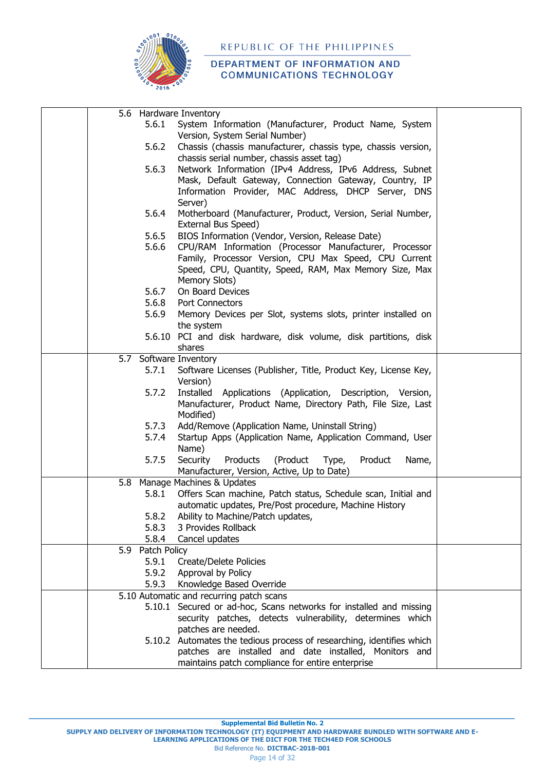| | | |
|---|---|---|
| | 5.6 Hardware Inventory<br>5.6.1 System Information (Manufacturer, Product Name, System Version, System Serial Number)<br>5.6.2 Chassis (chassis manufacturer, chassis type, chassis version, chassis serial number, chassis asset tag)<br>5.6.3 Network Information (IPv4 Address, IPv6 Address, Subnet Mask, Default Gateway, Connection Gateway, Country, IP Information Provider, MAC Address, DHCP Server, DNS Server)<br>5.6.4 Motherboard (Manufacturer, Product, Version, Serial Number, External Bus Speed)<br>5.6.5 BIOS Information (Vendor, Version, Release Date)<br>5.6.6 CPU/RAM Information (Processor Manufacturer, Processor Family, Processor Version, CPU Max Speed, CPU Current Speed, CPU, Quantity, Speed, RAM, Max Memory Size, Max Memory Slots)<br>5.6.7 On Board Devices<br>5.6.8 Port Connectors<br>5.6.9 Memory Devices per Slot, systems slots, printer installed on the system<br>5.6.10 PCI and disk hardware, disk volume, disk partitions, disk shares | |
| | 5.7 Software Inventory<br>5.7.1 Software Licenses (Publisher, Title, Product Key, License Key, Version)<br>5.7.2 Installed Applications (Application, Description, Version, Manufacturer, Product Name, Directory Path, File Size, Last Modified)<br>5.7.3 Add/Remove (Application Name, Uninstall String)<br>5.7.4 Startup Apps (Application Name, Application Command, User Name)<br>5.7.5 Security Products (Product Type, Product Name, Manufacturer, Version, Active, Up to Date) | |
| | 5.8 Manage Machines & Updates<br>5.8.1 Offers Scan machine, Patch status, Schedule scan, Initial and automatic updates, Pre/Post procedure, Machine History<br>5.8.2 Ability to Machine/Patch updates,<br>5.8.3 3 Provides Rollback<br>5.8.4 Cancel updates | |
| | 5.9 Patch Policy<br>5.9.1 Create/Delete Policies<br>5.9.2 Approval by Policy<br>5.9.3 Knowledge Based Override | |
| | 5.10 Automatic and recurring patch scans<br>5.10.1 Secured or ad-hoc, Scans networks for installed and missing security patches, detects vulnerability, determines which patches are needed.<br>5.10.2 Automates the tedious process of researching, identifies which patches are installed and date installed, Monitors and maintains patch compliance for entire enterprise | |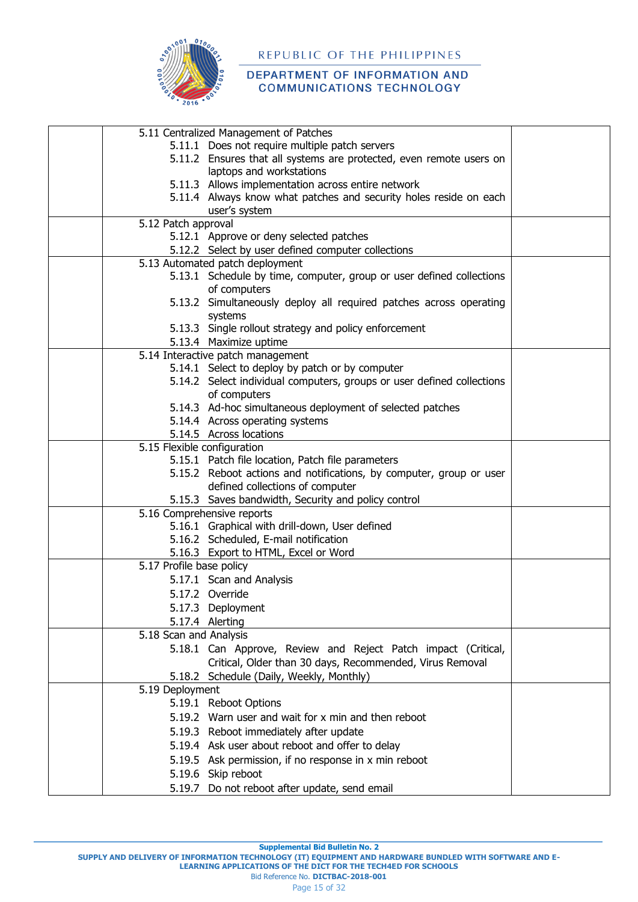| | | |
|---|---|---|
| | 5.11 Centralized Management of Patches<br>5.11.1 Does not require multiple patch servers<br>5.11.2 Ensures that all systems are protected, even remote users on laptops and workstations<br>5.11.3 Allows implementation across entire network<br>5.11.4 Always know what patches and security holes reside on each user's system | |
| | 5.12 Patch approval<br>5.12.1 Approve or deny selected patches<br>5.12.2 Select by user defined computer collections | |
| | 5.13 Automated patch deployment<br>5.13.1 Schedule by time, computer, group or user defined collections of computers<br>5.13.2 Simultaneously deploy all required patches across operating systems<br>5.13.3 Single rollout strategy and policy enforcement<br>5.13.4 Maximize uptime | |
| | 5.14 Interactive patch management<br>5.14.1 Select to deploy by patch or by computer<br>5.14.2 Select individual computers, groups or user defined collections of computers<br>5.14.3 Ad-hoc simultaneous deployment of selected patches<br>5.14.4 Across operating systems<br>5.14.5 Across locations | |
| | 5.15 Flexible configuration<br>5.15.1 Patch file location, Patch file parameters<br>5.15.2 Reboot actions and notifications, by computer, group or user defined collections of computer<br>5.15.3 Saves bandwidth, Security and policy control | |
| | 5.16 Comprehensive reports<br>5.16.1 Graphical with drill-down, User defined<br>5.16.2 Scheduled, E-mail notification<br>5.16.3 Export to HTML, Excel or Word | |
| | 5.17 Profile base policy<br>5.17.1 Scan and Analysis<br>5.17.2 Override<br>5.17.3 Deployment<br>5.17.4 Alerting | |
| | 5.18 Scan and Analysis<br>5.18.1 Can Approve, Review and Reject Patch impact (Critical, Critical, Older than 30 days, Recommended, Virus Removal<br>5.18.2 Schedule (Daily, Weekly, Monthly) | |
| | 5.19 Deployment<br>5.19.1 Reboot Options<br>5.19.2 Warn user and wait for x min and then reboot<br>5.19.3 Reboot immediately after update<br>5.19.4 Ask user about reboot and offer to delay<br>5.19.5 Ask permission, if no response in x min reboot<br>5.19.6 Skip reboot<br>5.19.7 Do not reboot after update, send email | |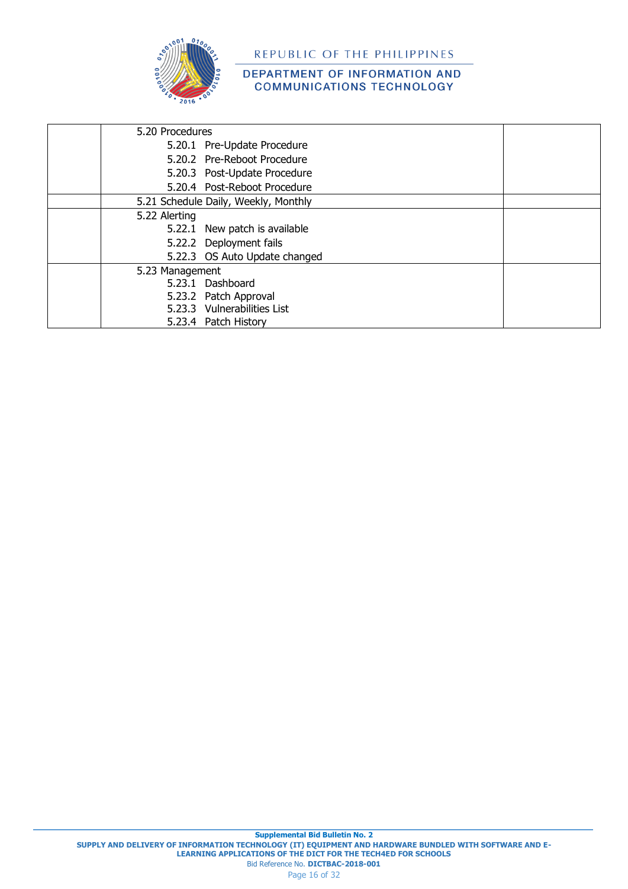| | | |
|---|---|---|
| | 5.20 Procedures<br>5.20.1 Pre-Update Procedure<br>5.20.2 Pre-Reboot Procedure<br>5.20.3 Post-Update Procedure<br>5.20.4 Post-Reboot Procedure | |
| | 5.21 Schedule Daily, Weekly, Monthly | |
| | 5.22 Alerting<br>5.22.1 New patch is available<br>5.22.2 Deployment fails<br>5.22.3 OS Auto Update changed | |
| | 5.23 Management<br>5.23.1 Dashboard<br>5.23.2 Patch Approval<br>5.23.3 Vulnerabilities List<br>5.23.4 Patch History | |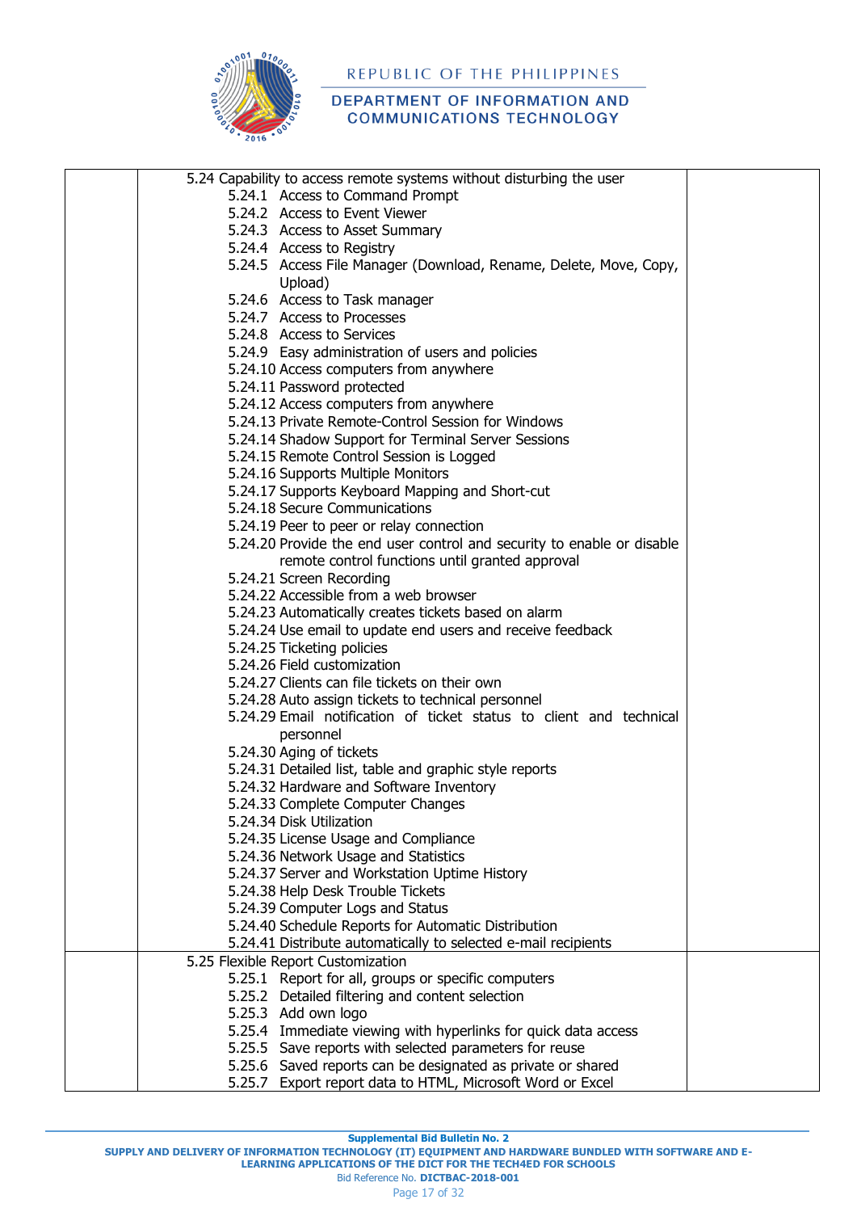| | | |
|---|---|---|
| | 5.24 Capability to access remote systems without disturbing the user<br>5.24.1 Access to Command Prompt<br>5.24.2 Access to Event Viewer<br>5.24.3 Access to Asset Summary<br>5.24.4 Access to Registry<br>5.24.5 Access File Manager (Download, Rename, Delete, Move, Copy, Upload)<br>5.24.6 Access to Task manager<br>5.24.7 Access to Processes<br>5.24.8 Access to Services<br>5.24.9 Easy administration of users and policies<br>5.24.10 Access computers from anywhere<br>5.24.11 Password protected<br>5.24.12 Access computers from anywhere<br>5.24.13 Private Remote-Control Session for Windows<br>5.24.14 Shadow Support for Terminal Server Sessions<br>5.24.15 Remote Control Session is Logged<br>5.24.16 Supports Multiple Monitors<br>5.24.17 Supports Keyboard Mapping and Short-cut<br>5.24.18 Secure Communications<br>5.24.19 Peer to peer or relay connection<br>5.24.20 Provide the end user control and security to enable or disable remote control functions until granted approval<br>5.24.21 Screen Recording<br>5.24.22 Accessible from a web browser<br>5.24.23 Automatically creates tickets based on alarm<br>5.24.24 Use email to update end users and receive feedback<br>5.24.25 Ticketing policies<br>5.24.26 Field customization<br>5.24.27 Clients can file tickets on their own<br>5.24.28 Auto assign tickets to technical personnel<br>5.24.29 Email notification of ticket status to client and technical personnel<br>5.24.30 Aging of tickets<br>5.24.31 Detailed list, table and graphic style reports<br>5.24.32 Hardware and Software Inventory<br>5.24.33 Complete Computer Changes<br>5.24.34 Disk Utilization<br>5.24.35 License Usage and Compliance<br>5.24.36 Network Usage and Statistics<br>5.24.37 Server and Workstation Uptime History<br>5.24.38 Help Desk Trouble Tickets<br>5.24.39 Computer Logs and Status<br>5.24.40 Schedule Reports for Automatic Distribution<br>5.24.41 Distribute automatically to selected e-mail recipients | |
| | 5.25 Flexible Report Customization<br>5.25.1 Report for all, groups or specific computers<br>5.25.2 Detailed filtering and content selection<br>5.25.3 Add own logo<br>5.25.4 Immediate viewing with hyperlinks for quick data access<br>5.25.5 Save reports with selected parameters for reuse<br>5.25.6 Saved reports can be designated as private or shared<br>5.25.7 Export report data to HTML, Microsoft Word or Excel | |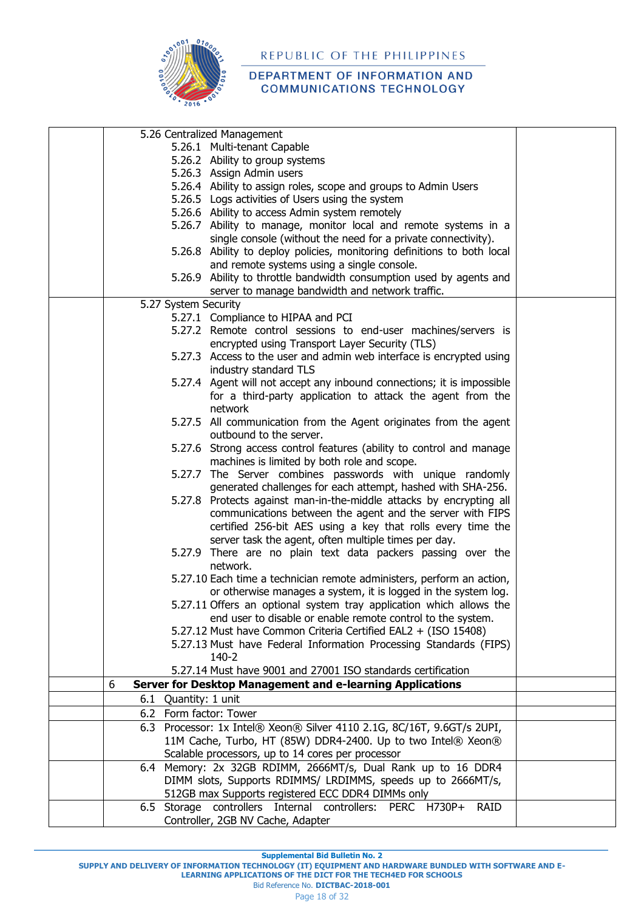| | | |
|---|---|---|
| | 5.26 Centralized Management<br>5.26.1 Multi-tenant Capable<br>5.26.2 Ability to group systems<br>5.26.3 Assign Admin users<br>5.26.4 Ability to assign roles, scope and groups to Admin Users<br>5.26.5 Logs activities of Users using the system<br>5.26.6 Ability to access Admin system remotely<br>5.26.7 Ability to manage, monitor local and remote systems in a single console (without the need for a private connectivity).<br>5.26.8 Ability to deploy policies, monitoring definitions to both local and remote systems using a single console.<br>5.26.9 Ability to throttle bandwidth consumption used by agents and server to manage bandwidth and network traffic. | |
| | 5.27 System Security<br>5.27.1 Compliance to HIPAA and PCI<br>5.27.2 Remote control sessions to end-user machines/servers is encrypted using Transport Layer Security (TLS)<br>5.27.3 Access to the user and admin web interface is encrypted using industry standard TLS<br>5.27.4 Agent will not accept any inbound connections; it is impossible for a third-party application to attack the agent from the network<br>5.27.5 All communication from the Agent originates from the agent outbound to the server.<br>5.27.6 Strong access control features (ability to control and manage machines is limited by both role and scope.<br>5.27.7 The Server combines passwords with unique randomly generated challenges for each attempt, hashed with SHA-256.<br>5.27.8 Protects against man-in-the-middle attacks by encrypting all communications between the agent and the server with FIPS certified 256-bit AES using a key that rolls every time the server task the agent, often multiple times per day.<br>5.27.9 There are no plain text data packers passing over the network.<br>5.27.10 Each time a technician remote administers, perform an action, or otherwise manages a system, it is logged in the system log.<br>5.27.11 Offers an optional system tray application which allows the end user to disable or enable remote control to the system.<br>5.27.12 Must have Common Criteria Certified EAL2 + (ISO 15408)<br>5.27.13 Must have Federal Information Processing Standards (FIPS) 140-2<br>5.27.14 Must have 9001 and 27001 ISO standards certification | |
| | **6 Server for Desktop Management and e-learning Applications** | |
| | 6.1 Quantity: 1 unit | |
| | 6.2 Form factor: Tower | |
| | 6.3 Processor: 1x Intel® Xeon® Silver 4110 2.1G, 8C/16T, 9.6GT/s 2UPI, 11M Cache, Turbo, HT (85W) DDR4-2400. Up to two Intel® Xeon® Scalable processors, up to 14 cores per processor | |
| | 6.4 Memory: 2x 32GB RDIMM, 2666MT/s, Dual Rank up to 16 DDR4 DIMM slots, Supports RDIMMS/ LRDIMMS, speeds up to 2666MT/s, 512GB max Supports registered ECC DDR4 DIMMs only | |
| | 6.5 Storage controllers Internal controllers: PERC H730P+ RAID Controller, 2GB NV Cache, Adapter | |

**Supplemental Bid Bulletin No. 2**
**SUPPLY AND DELIVERY OF INFORMATION TECHNOLOGY (IT) EQUIPMENT AND HARDWARE BUNDLED WITH SOFTWARE AND E-LEARNING APPLICATIONS OF THE DICT FOR THE TECH4ED FOR SCHOOLS**
Bid Reference No. **DICTBAC-2018-001**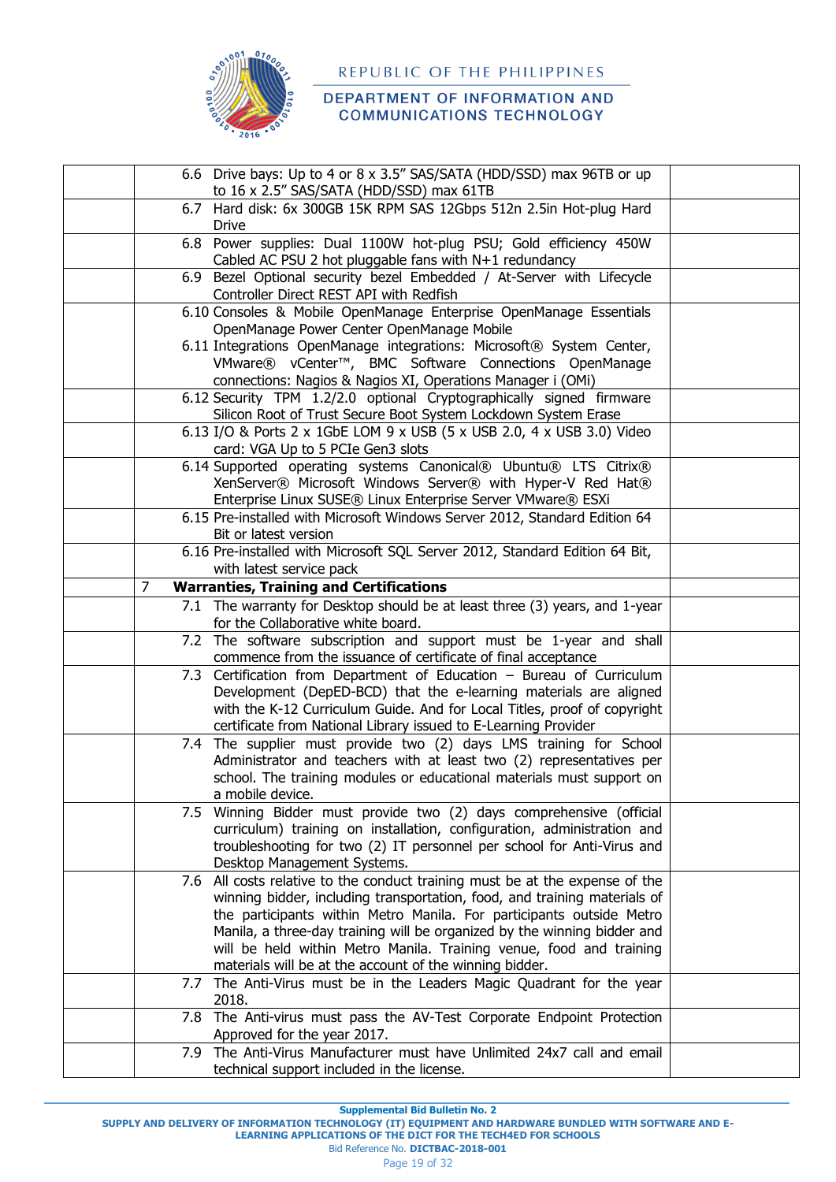| | | | |
|---|---|---|---|
| | | 6.6 Drive bays: Up to 4 or 8 x 3.5" SAS/SATA (HDD/SSD) max 96TB or up to 16 x 2.5" SAS/SATA (HDD/SSD) max 61TB | |
| | | 6.7 Hard disk: 6x 300GB 15K RPM SAS 12Gbps 512n 2.5in Hot-plug Hard Drive | |
| | | 6.8 Power supplies: Dual 1100W hot-plug PSU; Gold efficiency 450W Cabled AC PSU 2 hot pluggable fans with N+1 redundancy | |
| | | 6.9 Bezel Optional security bezel Embedded / At-Server with Lifecycle Controller Direct REST API with Redfish | |
| | | 6.10 Consoles & Mobile OpenManage Enterprise OpenManage Essentials OpenManage Power Center OpenManage Mobile<br>6.11 Integrations OpenManage integrations: Microsoft® System Center, VMware® vCenter™, BMC Software Connections OpenManage connections: Nagios & Nagios XI, Operations Manager i (OMi) | |
| | | 6.12 Security TPM 1.2/2.0 optional Cryptographically signed firmware Silicon Root of Trust Secure Boot System Lockdown System Erase | |
| | | 6.13 I/O & Ports 2 x 1GbE LOM 9 x USB (5 x USB 2.0, 4 x USB 3.0) Video card: VGA Up to 5 PCIe Gen3 slots | |
| | | 6.14 Supported operating systems Canonical® Ubuntu® LTS Citrix® XenServer® Microsoft Windows Server® with Hyper-V Red Hat® Enterprise Linux SUSE® Linux Enterprise Server VMware® ESXi | |
| | | 6.15 Pre-installed with Microsoft Windows Server 2012, Standard Edition 64 Bit or latest version | |
| | | 6.16 Pre-installed with Microsoft SQL Server 2012, Standard Edition 64 Bit, with latest service pack | |
| | 7 | **Warranties, Training and Certifications** | |
| | | 7.1 The warranty for Desktop should be at least three (3) years, and 1-year for the Collaborative white board. | |
| | | 7.2 The software subscription and support must be 1-year and shall commence from the issuance of certificate of final acceptance | |
| | | 7.3 Certification from Department of Education – Bureau of Curriculum Development (DepED-BCD) that the e-learning materials are aligned with the K-12 Curriculum Guide. And for Local Titles, proof of copyright certificate from National Library issued to E-Learning Provider | |
| | | 7.4 The supplier must provide two (2) days LMS training for School Administrator and teachers with at least two (2) representatives per school. The training modules or educational materials must support on a mobile device. | |
| | | 7.5 Winning Bidder must provide two (2) days comprehensive (official curriculum) training on installation, configuration, administration and troubleshooting for two (2) IT personnel per school for Anti-Virus and Desktop Management Systems. | |
| | | 7.6 All costs relative to the conduct training must be at the expense of the winning bidder, including transportation, food, and training materials of the participants within Metro Manila. For participants outside Metro Manila, a three-day training will be organized by the winning bidder and will be held within Metro Manila. Training venue, food and training materials will be at the account of the winning bidder. | |
| | | 7.7 The Anti-Virus must be in the Leaders Magic Quadrant for the year 2018. | |
| | | 7.8 The Anti-virus must pass the AV-Test Corporate Endpoint Protection Approved for the year 2017. | |
| | | 7.9 The Anti-Virus Manufacturer must have Unlimited 24x7 call and email technical support included in the license. | |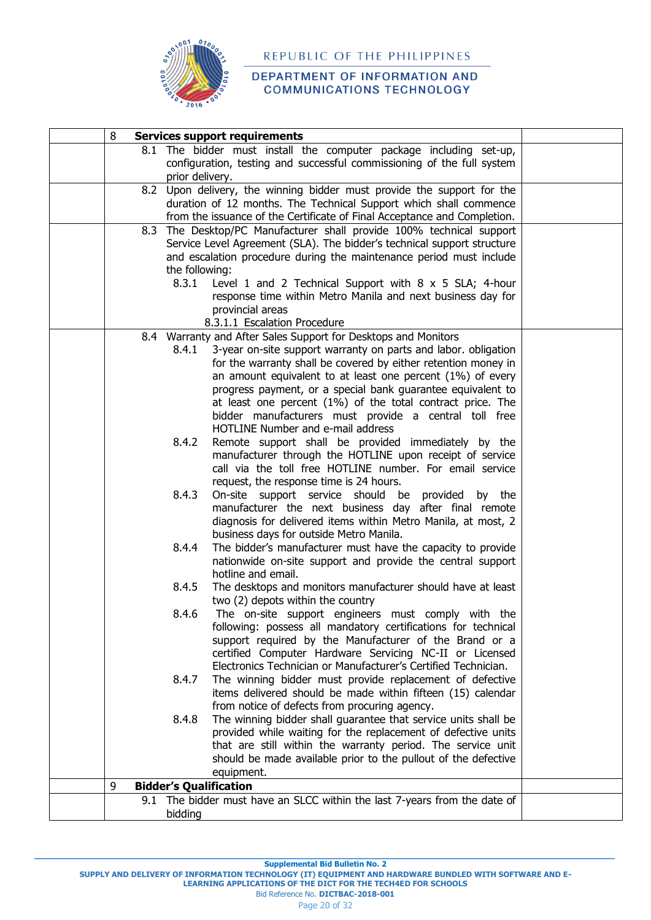|  | 8 **Services support requirements** |  |
|---|---|---|
|  | 8.1 The bidder must install the computer package including set-up, configuration, testing and successful commissioning of the full system prior delivery. |  |
|  | 8.2 Upon delivery, the winning bidder must provide the support for the duration of 12 months. The Technical Support which shall commence from the issuance of the Certificate of Final Acceptance and Completion. |  |
|  | 8.3 The Desktop/PC Manufacturer shall provide 100% technical support Service Level Agreement (SLA). The bidder's technical support structure and escalation procedure during the maintenance period must include the following:<br>8.3.1 Level 1 and 2 Technical Support with 8 x 5 SLA; 4-hour response time within Metro Manila and next business day for provincial areas<br>8.3.1.1 Escalation Procedure |  |
|  | 8.4 Warranty and After Sales Support for Desktops and Monitors<br>8.4.1 3-year on-site support warranty on parts and labor. obligation for the warranty shall be covered by either retention money in an amount equivalent to at least one percent (1%) of every progress payment, or a special bank guarantee equivalent to at least one percent (1%) of the total contract price. The bidder manufacturers must provide a central toll free HOTLINE Number and e-mail address<br>8.4.2 Remote support shall be provided immediately by the manufacturer through the HOTLINE upon receipt of service call via the toll free HOTLINE number. For email service request, the response time is 24 hours.<br>8.4.3 On-site support service should be provided by the manufacturer the next business day after final remote diagnosis for delivered items within Metro Manila, at most, 2 business days for outside Metro Manila.<br>8.4.4 The bidder's manufacturer must have the capacity to provide nationwide on-site support and provide the central support hotline and email.<br>8.4.5 The desktops and monitors manufacturer should have at least two (2) depots within the country<br>8.4.6 The on-site support engineers must comply with the following: possess all mandatory certifications for technical support required by the Manufacturer of the Brand or a certified Computer Hardware Servicing NC-II or Licensed Electronics Technician or Manufacturer's Certified Technician.<br>8.4.7 The winning bidder must provide replacement of defective items delivered should be made within fifteen (15) calendar from notice of defects from procuring agency.<br>8.4.8 The winning bidder shall guarantee that service units shall be provided while waiting for the replacement of defective units that are still within the warranty period. The service unit should be made available prior to the pullout of the defective equipment. |  |
|  | 9 **Bidder's Qualification** |  |
|  | 9.1 The bidder must have an SLCC within the last 7-years from the date of bidding |  |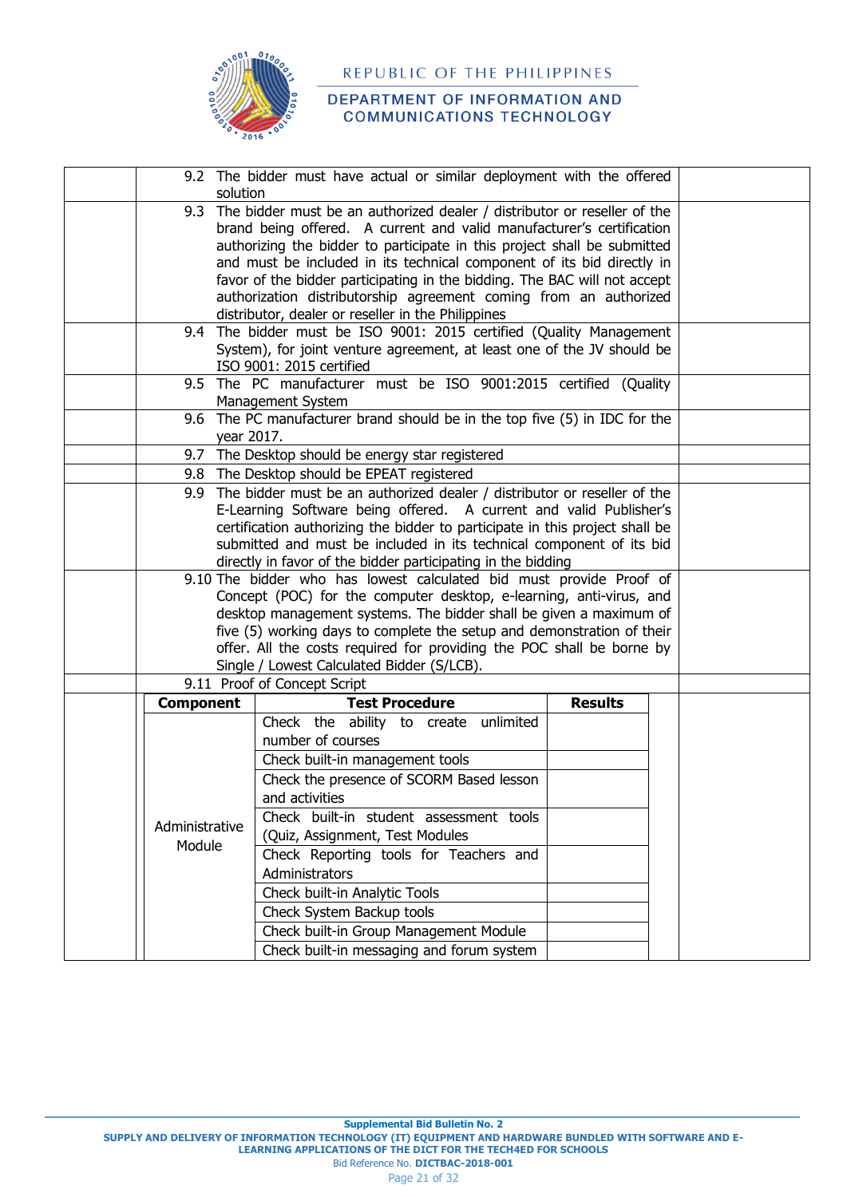| | | |
|---|---|---|
| | 9.2 The bidder must have actual or similar deployment with the offered solution | |
| | 9.3 The bidder must be an authorized dealer / distributor or reseller of the brand being offered. A current and valid manufacturer's certification authorizing the bidder to participate in this project shall be submitted and must be included in its technical component of its bid directly in favor of the bidder participating in the bidding. The BAC will not accept authorization distributorship agreement coming from an authorized distributor, dealer or reseller in the Philippines | |
| | 9.4 The bidder must be ISO 9001: 2015 certified (Quality Management System), for joint venture agreement, at least one of the JV should be ISO 9001: 2015 certified | |
| | 9.5 The PC manufacturer must be ISO 9001:2015 certified (Quality Management System | |
| | 9.6 The PC manufacturer brand should be in the top five (5) in IDC for the year 2017. | |
| | 9.7 The Desktop should be energy star registered | |
| | 9.8 The Desktop should be EPEAT registered | |
| | 9.9 The bidder must be an authorized dealer / distributor or reseller of the E-Learning Software being offered. A current and valid Publisher's certification authorizing the bidder to participate in this project shall be submitted and must be included in its technical component of its bid directly in favor of the bidder participating in the bidding | |
| | 9.10 The bidder who has lowest calculated bid must provide Proof of Concept (POC) for the computer desktop, e-learning, anti-virus, and desktop management systems. The bidder shall be given a maximum of five (5) working days to complete the setup and demonstration of their offer. All the costs required for providing the POC shall be borne by Single / Lowest Calculated Bidder (S/LCB). | |
| | 9.11 Proof of Concept Script | |

| Component | Test Procedure | Results |
|---|---|---|
| Administrative Module | Check the ability to create unlimited number of courses | |
| | Check built-in management tools | |
| | Check the presence of SCORM Based lesson and activities | |
| | Check built-in student assessment tools (Quiz, Assignment, Test Modules | |
| | Check Reporting tools for Teachers and Administrators | |
| | Check built-in Analytic Tools | |
| | Check System Backup tools | |
| | Check built-in Group Management Module | |
| | Check built-in messaging and forum system | |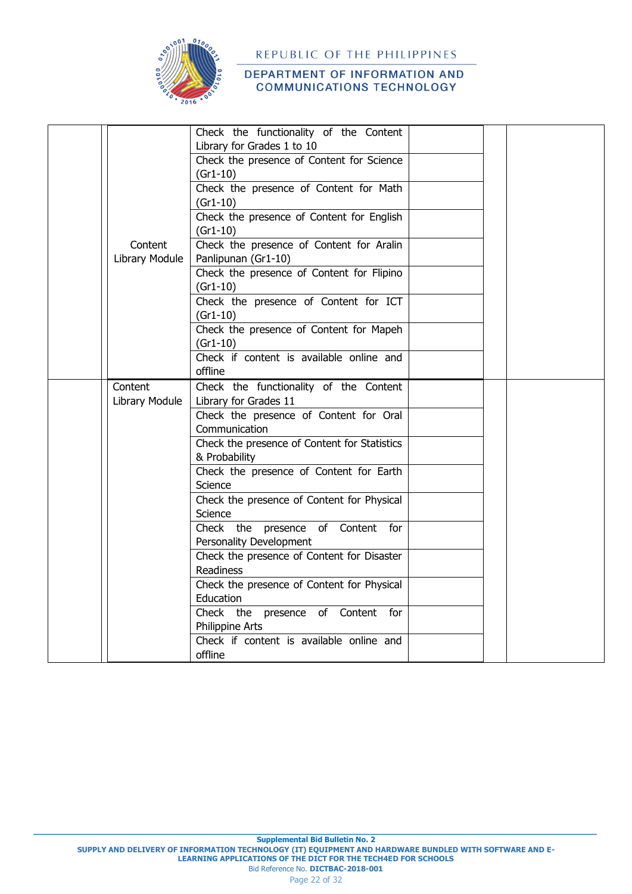| | | | | | |
|---|---|---|---|---|---|
| | Content Library Module | Check the functionality of the Content Library for Grades 1 to 10 | | | |
| | | Check the presence of Content for Science (Gr1-10) | | | |
| | | Check the presence of Content for Math (Gr1-10) | | | |
| | | Check the presence of Content for English (Gr1-10) | | | |
| | | Check the presence of Content for Aralin Panlipunan (Gr1-10) | | | |
| | | Check the presence of Content for Flipino (Gr1-10) | | | |
| | | Check the presence of Content for ICT (Gr1-10) | | | |
| | | Check the presence of Content for Mapeh (Gr1-10) | | | |
| | | Check if content is available online and offline | | | |
| | Content Library Module | Check the functionality of the Content Library for Grades 11 | | | |
| | | Check the presence of Content for Oral Communication | | | |
| | | Check the presence of Content for Statistics & Probability | | | |
| | | Check the presence of Content for Earth Science | | | |
| | | Check the presence of Content for Physical Science | | | |
| | | Check the presence of Content for Personality Development | | | |
| | | Check the presence of Content for Disaster Readiness | | | |
| | | Check the presence of Content for Physical Education | | | |
| | | Check the presence of Content for Philippine Arts | | | |
| | | Check if content is available online and offline | | | |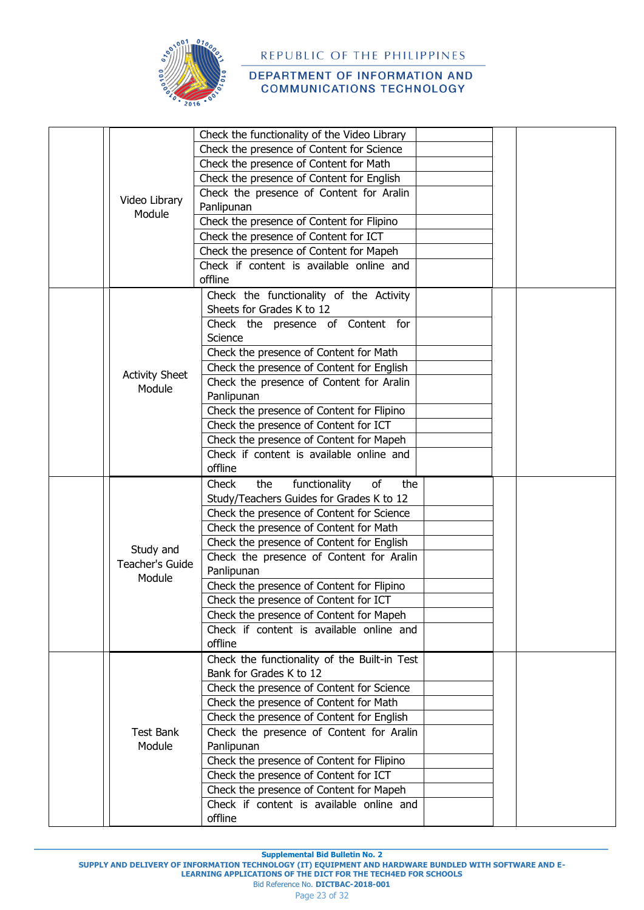| | | | | | |
|---|---|---|---|---|---|
| | Video Library Module | Check the functionality of the Video Library | | | |
| | | Check the presence of Content for Science | | | |
| | | Check the presence of Content for Math | | | |
| | | Check the presence of Content for English | | | |
| | | Check the presence of Content for Aralin Panlipunan | | | |
| | | Check the presence of Content for Flipino | | | |
| | | Check the presence of Content for ICT | | | |
| | | Check the presence of Content for Mapeh | | | |
| | | Check if content is available online and offline | | | |
| | Activity Sheet Module | Check the functionality of the Activity Sheets for Grades K to 12 | | | |
| | | Check the presence of Content for Science | | | |
| | | Check the presence of Content for Math | | | |
| | | Check the presence of Content for English | | | |
| | | Check the presence of Content for Aralin Panlipunan | | | |
| | | Check the presence of Content for Flipino | | | |
| | | Check the presence of Content for ICT | | | |
| | | Check the presence of Content for Mapeh | | | |
| | | Check if content is available online and offline | | | |
| | Study and Teacher's Guide Module | Check the functionality of the Study/Teachers Guides for Grades K to 12 | | | |
| | | Check the presence of Content for Science | | | |
| | | Check the presence of Content for Math | | | |
| | | Check the presence of Content for English | | | |
| | | Check the presence of Content for Aralin Panlipunan | | | |
| | | Check the presence of Content for Flipino | | | |
| | | Check the presence of Content for ICT | | | |
| | | Check the presence of Content for Mapeh | | | |
| | | Check if content is available online and offline | | | |
| | Test Bank Module | Check the functionality of the Built-in Test Bank for Grades K to 12 | | | |
| | | Check the presence of Content for Science | | | |
| | | Check the presence of Content for Math | | | |
| | | Check the presence of Content for English | | | |
| | | Check the presence of Content for Aralin Panlipunan | | | |
| | | Check the presence of Content for Flipino | | | |
| | | Check the presence of Content for ICT | | | |
| | | Check the presence of Content for Mapeh | | | |
| | | Check if content is available online and offline | | | |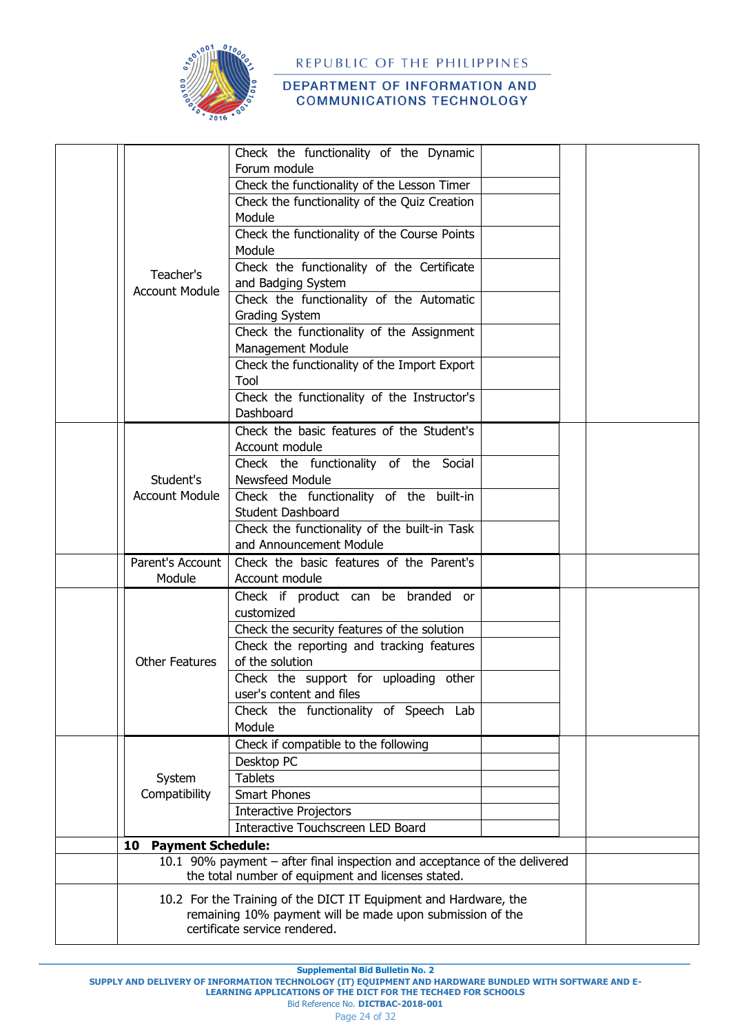| | | | | |
|---|---|---|---|---|
| | Teacher's Account Module | Check the functionality of the Dynamic Forum module | | |
| | | Check the functionality of the Lesson Timer | | |
| | | Check the functionality of the Quiz Creation Module | | |
| | | Check the functionality of the Course Points Module | | |
| | | Check the functionality of the Certificate and Badging System | | |
| | | Check the functionality of the Automatic Grading System | | |
| | | Check the functionality of the Assignment Management Module | | |
| | | Check the functionality of the Import Export Tool | | |
| | | Check the functionality of the Instructor's Dashboard | | |
| | Student's Account Module | Check the basic features of the Student's Account module | | |
| | | Check the functionality of the Social Newsfeed Module | | |
| | | Check the functionality of the built-in Student Dashboard | | |
| | | Check the functionality of the built-in Task and Announcement Module | | |
| | Parent's Account Module | Check the basic features of the Parent's Account module | | |
| | Other Features | Check if product can be branded or customized | | |
| | | Check the security features of the solution | | |
| | | Check the reporting and tracking features of the solution | | |
| | | Check the support for uploading other user's content and files | | |
| | | Check the functionality of Speech Lab Module | | |
| | System Compatibility | Check if compatible to the following | | |
| | | Desktop PC | | |
| | | Tablets | | |
| | | Smart Phones | | |
| | | Interactive Projectors | | |
| | | Interactive Touchscreen LED Board | | |
| | **10 Payment Schedule:** | | | |
| | 10.1 90% payment – after final inspection and acceptance of the delivered the total number of equipment and licenses stated. | | | |
| | 10.2 For the Training of the DICT IT Equipment and Hardware, the remaining 10% payment will be made upon submission of the certificate service rendered. | | | |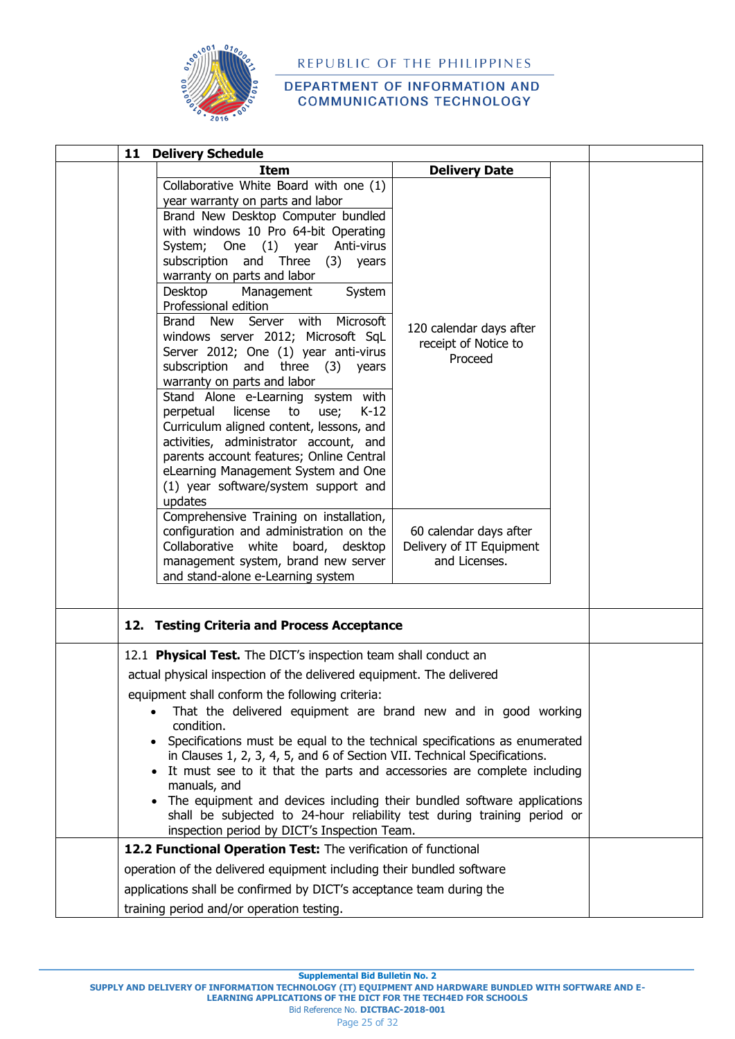## 11 Delivery Schedule

| Item | Delivery Date |
|---|---|
| Collaborative White Board with one (1) year warranty on parts and labor | 120 calendar days after receipt of Notice to Proceed |
| Brand New Desktop Computer bundled with windows 10 Pro 64-bit Operating System; One (1) year Anti-virus subscription and Three (3) years warranty on parts and labor | |
| Desktop Management System Professional edition | |
| Brand New Server with Microsoft windows server 2012; Microsoft SqL Server 2012; One (1) year anti-virus subscription and three (3) years warranty on parts and labor | |
| Stand Alone e-Learning system with perpetual license to use; K-12 Curriculum aligned content, lessons, and activities, administrator account, and parents account features; Online Central eLearning Management System and One (1) year software/system support and updates | |
| Comprehensive Training on installation, configuration and administration on the Collaborative white board, desktop management system, brand new server and stand-alone e-Learning system | 60 calendar days after Delivery of IT Equipment and Licenses. |

## 12. Testing Criteria and Process Acceptance

12.1 **Physical Test.** The DICT's inspection team shall conduct an actual physical inspection of the delivered equipment. The delivered equipment shall conform the following criteria:

- That the delivered equipment are brand new and in good working condition.
- Specifications must be equal to the technical specifications as enumerated in Clauses 1, 2, 3, 4, 5, and 6 of Section VII. Technical Specifications.
- It must see to it that the parts and accessories are complete including manuals, and
- The equipment and devices including their bundled software applications shall be subjected to 24-hour reliability test during training period or inspection period by DICT's Inspection Team.

**12.2 Functional Operation Test:** The verification of functional operation of the delivered equipment including their bundled software applications shall be confirmed by DICT's acceptance team during the training period and/or operation testing.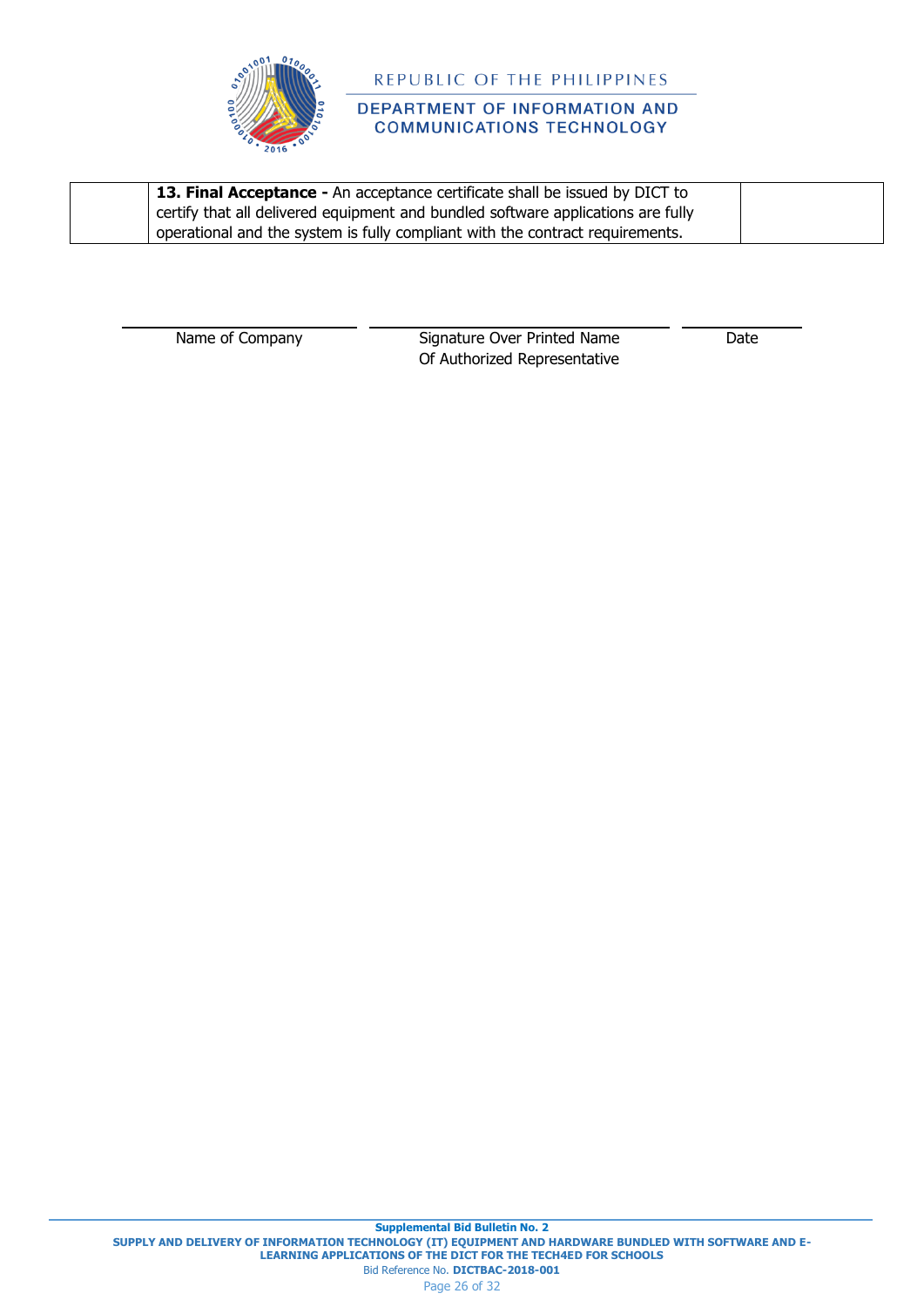|  | **13. Final Acceptance -** An acceptance certificate shall be issued by DICT to certify that all delivered equipment and bundled software applications are fully operational and the system is fully compliant with the contract requirements. |  |
|---|---|---|

| _________________________ | _________________________ | ____________ |
|---|---|---|
| Name of Company | Signature Over Printed Name Of Authorized Representative | Date |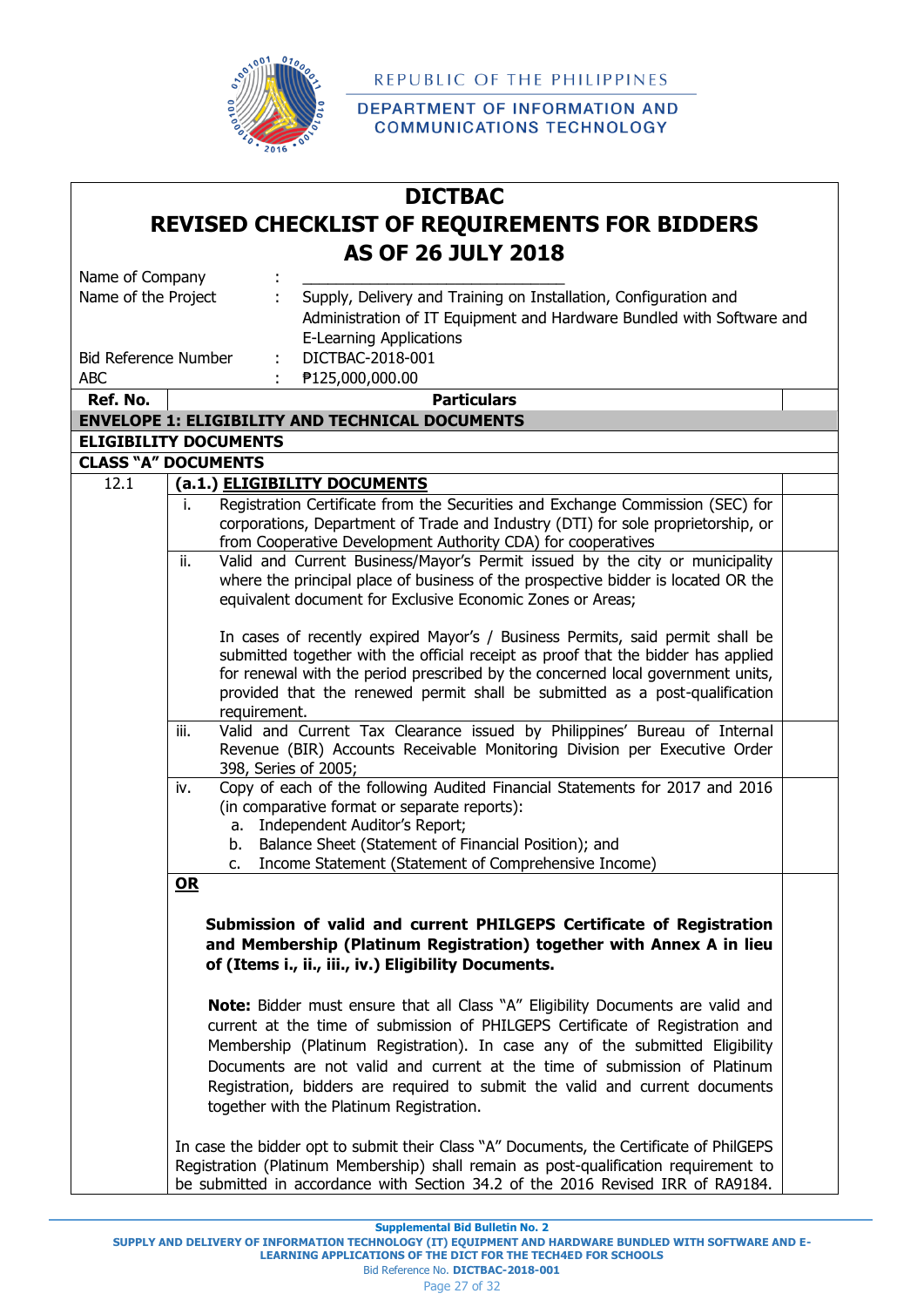REPUBLIC OF THE PHILIPPINES

DEPARTMENT OF INFORMATION AND COMMUNICATIONS TECHNOLOGY

# DICTBAC
# REVISED CHECKLIST OF REQUIREMENTS FOR BIDDERS AS OF 26 JULY 2018

| | | |
|---|---|---|
| Name of Company | : | ______________________________ |
| Name of the Project | : | Supply, Delivery and Training on Installation, Configuration and Administration of IT Equipment and Hardware Bundled with Software and E-Learning Applications |
| Bid Reference Number | : | DICTBAC-2018-001 |
| ABC | : | ₱125,000,000.00 |

| Ref. No. | Particulars | |
|---|---|---|
| **ENVELOPE 1: ELIGIBILITY AND TECHNICAL DOCUMENTS** | | |
| **ELIGIBILITY DOCUMENTS** | | |
| **CLASS "A" DOCUMENTS** | | |
| 12.1 | **(a.1.) ELIGIBILITY DOCUMENTS** | |
| | i. Registration Certificate from the Securities and Exchange Commission (SEC) for corporations, Department of Trade and Industry (DTI) for sole proprietorship, or from Cooperative Development Authority CDA) for cooperatives | |
| | ii. Valid and Current Business/Mayor's Permit issued by the city or municipality where the principal place of business of the prospective bidder is located OR the equivalent document for Exclusive Economic Zones or Areas;<br><br>In cases of recently expired Mayor's / Business Permits, said permit shall be submitted together with the official receipt as proof that the bidder has applied for renewal with the period prescribed by the concerned local government units, provided that the renewed permit shall be submitted as a post-qualification requirement. | |
| | iii. Valid and Current Tax Clearance issued by Philippines' Bureau of Internal Revenue (BIR) Accounts Receivable Monitoring Division per Executive Order 398, Series of 2005; | |
| | iv. Copy of each of the following Audited Financial Statements for 2017 and 2016 (in comparative format or separate reports):<br>a. Independent Auditor's Report;<br>b. Balance Sheet (Statement of Financial Position); and<br>c. Income Statement (Statement of Comprehensive Income) | |
| | **OR**<br><br>**Submission of valid and current PHILGEPS Certificate of Registration and Membership (Platinum Registration) together with Annex A in lieu of (Items i., ii., iii., iv.) Eligibility Documents.**<br><br>**Note:** Bidder must ensure that all Class "A" Eligibility Documents are valid and current at the time of submission of PHILGEPS Certificate of Registration and Membership (Platinum Registration). In case any of the submitted Eligibility Documents are not valid and current at the time of submission of Platinum Registration, bidders are required to submit the valid and current documents together with the Platinum Registration.<br><br>In case the bidder opt to submit their Class "A" Documents, the Certificate of PhilGEPS Registration (Platinum Membership) shall remain as post-qualification requirement to be submitted in accordance with Section 34.2 of the 2016 Revised IRR of RA9184. | |

Supplemental Bid Bulletin No. 2

SUPPLY AND DELIVERY OF INFORMATION TECHNOLOGY (IT) EQUIPMENT AND HARDWARE BUNDLED WITH SOFTWARE AND E-LEARNING APPLICATIONS OF THE DICT FOR THE TECH4ED FOR SCHOOLS

Bid Reference No. DICTBAC-2018-001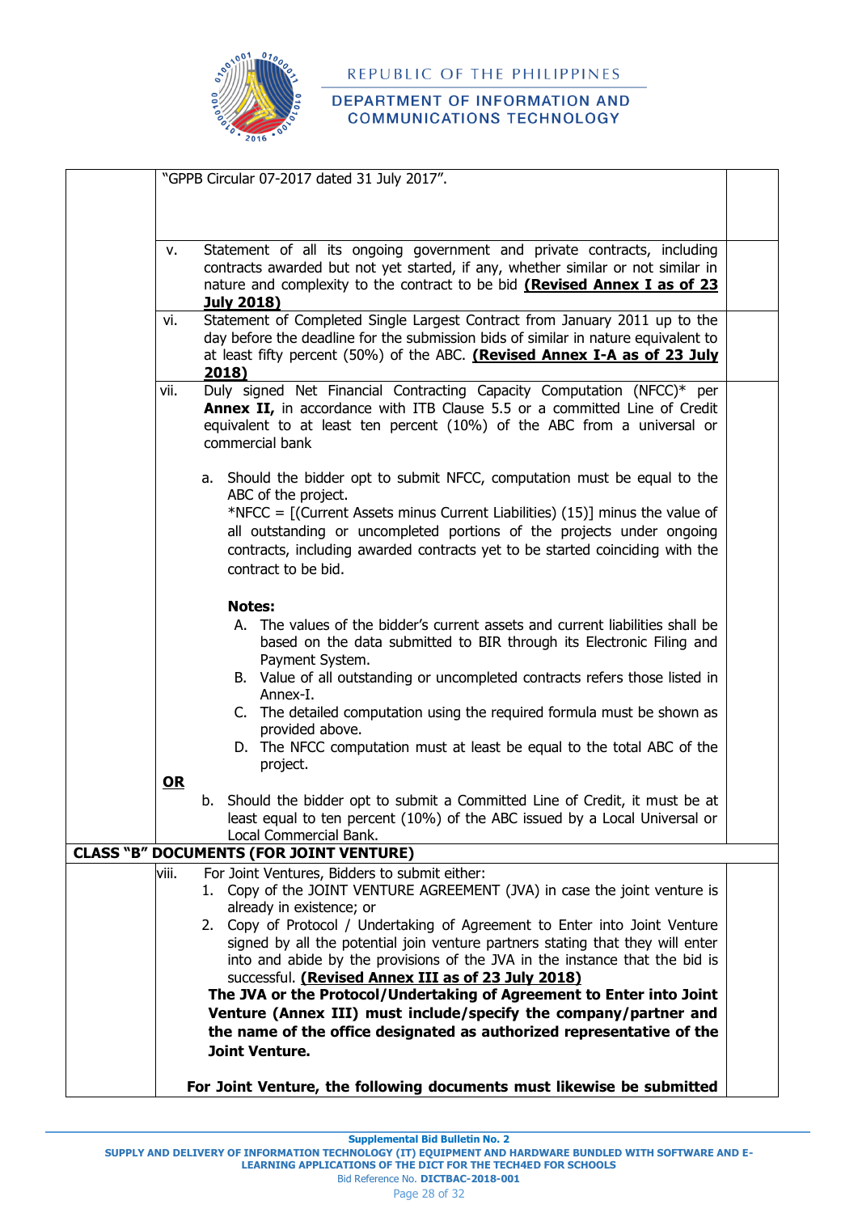| | | |
|---|---|---|
| | "GPPB Circular 07-2017 dated 31 July 2017". | |
| | v. Statement of all its ongoing government and private contracts, including contracts awarded but not yet started, if any, whether similar or not similar in nature and complexity to the contract to be bid **(Revised Annex I as of 23 July 2018)** | |
| | vi. Statement of Completed Single Largest Contract from January 2011 up to the day before the deadline for the submission bids of similar in nature equivalent to at least fifty percent (50%) of the ABC. **(Revised Annex I-A as of 23 July 2018)** | |
| | vii. Duly signed Net Financial Contracting Capacity Computation (NFCC)* per **Annex II,** in accordance with ITB Clause 5.5 or a committed Line of Credit equivalent to at least ten percent (10%) of the ABC from a universal or commercial bank<br><br>a. Should the bidder opt to submit NFCC, computation must be equal to the ABC of the project.<br>*NFCC = [(Current Assets minus Current Liabilities) (15)] minus the value of all outstanding or uncompleted portions of the projects under ongoing contracts, including awarded contracts yet to be started coinciding with the contract to be bid.<br><br>**Notes:**<br>A. The values of the bidder's current assets and current liabilities shall be based on the data submitted to BIR through its Electronic Filing and Payment System.<br>B. Value of all outstanding or uncompleted contracts refers those listed in Annex-I.<br>C. The detailed computation using the required formula must be shown as provided above.<br>D. The NFCC computation must at least be equal to the total ABC of the project.<br>**OR**<br>b. Should the bidder opt to submit a Committed Line of Credit, it must be at least equal to ten percent (10%) of the ABC issued by a Local Universal or Local Commercial Bank. | |
| **CLASS "B" DOCUMENTS (FOR JOINT VENTURE)** | | |
| | viii. For Joint Ventures, Bidders to submit either:<br>1. Copy of the JOINT VENTURE AGREEMENT (JVA) in case the joint venture is already in existence; or<br>2. Copy of Protocol / Undertaking of Agreement to Enter into Joint Venture signed by all the potential join venture partners stating that they will enter into and abide by the provisions of the JVA in the instance that the bid is successful. **(Revised Annex III as of 23 July 2018)**<br>**The JVA or the Protocol/Undertaking of Agreement to Enter into Joint Venture (Annex III) must include/specify the company/partner and the name of the office designated as authorized representative of the Joint Venture.**<br><br>**For Joint Venture, the following documents must likewise be submitted** | |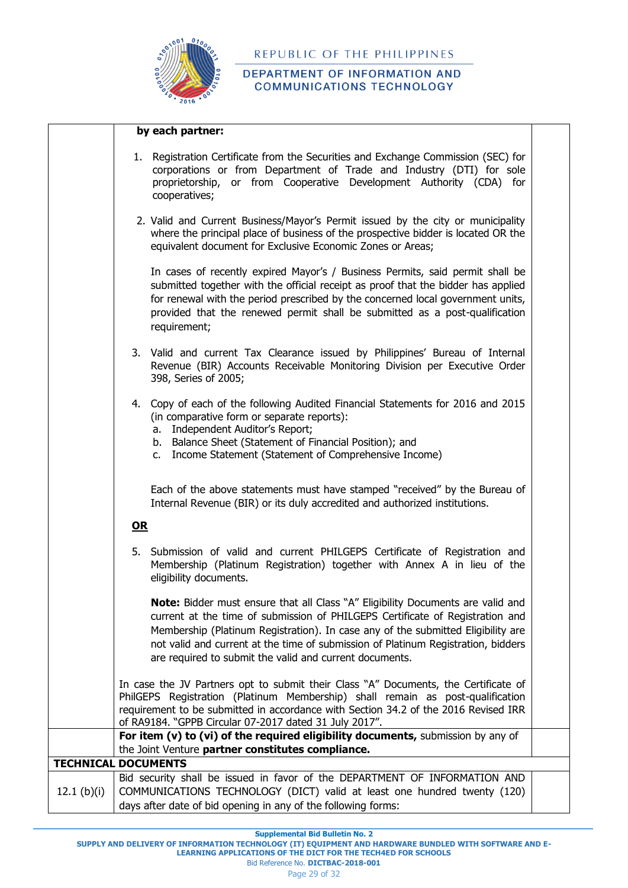| | | |
|---|---|---|
| | **by each partner:**<br><br>1. Registration Certificate from the Securities and Exchange Commission (SEC) for corporations or from Department of Trade and Industry (DTI) for sole proprietorship, or from Cooperative Development Authority (CDA) for cooperatives;<br><br>2. Valid and Current Business/Mayor's Permit issued by the city or municipality where the principal place of business of the prospective bidder is located OR the equivalent document for Exclusive Economic Zones or Areas;<br><br>In cases of recently expired Mayor's / Business Permits, said permit shall be submitted together with the official receipt as proof that the bidder has applied for renewal with the period prescribed by the concerned local government units, provided that the renewed permit shall be submitted as a post-qualification requirement;<br><br>3. Valid and current Tax Clearance issued by Philippines' Bureau of Internal Revenue (BIR) Accounts Receivable Monitoring Division per Executive Order 398, Series of 2005;<br><br>4. Copy of each of the following Audited Financial Statements for 2016 and 2015 (in comparative form or separate reports):<br>a. Independent Auditor's Report;<br>b. Balance Sheet (Statement of Financial Position); and<br>c. Income Statement (Statement of Comprehensive Income)<br><br>Each of the above statements must have stamped "received" by the Bureau of Internal Revenue (BIR) or its duly accredited and authorized institutions.<br><br>**OR**<br><br>5. Submission of valid and current PHILGEPS Certificate of Registration and Membership (Platinum Registration) together with Annex A in lieu of the eligibility documents.<br><br>**Note:** Bidder must ensure that all Class "A" Eligibility Documents are valid and current at the time of submission of PHILGEPS Certificate of Registration and Membership (Platinum Registration). In case any of the submitted Eligibility are not valid and current at the time of submission of Platinum Registration, bidders are required to submit the valid and current documents.<br><br>In case the JV Partners opt to submit their Class "A" Documents, the Certificate of PhilGEPS Registration (Platinum Membership) shall remain as post-qualification requirement to be submitted in accordance with Section 34.2 of the 2016 Revised IRR of RA9184. "GPPB Circular 07-2017 dated 31 July 2017". | |
| | **For item (v) to (vi) of the required eligibility documents,** submission by any of the Joint Venture **partner constitutes compliance.** | |
| **TECHNICAL DOCUMENTS** | | |
| 12.1 (b)(i) | Bid security shall be issued in favor of the DEPARTMENT OF INFORMATION AND COMMUNICATIONS TECHNOLOGY (DICT) valid at least one hundred twenty (120) days after date of bid opening in any of the following forms: | |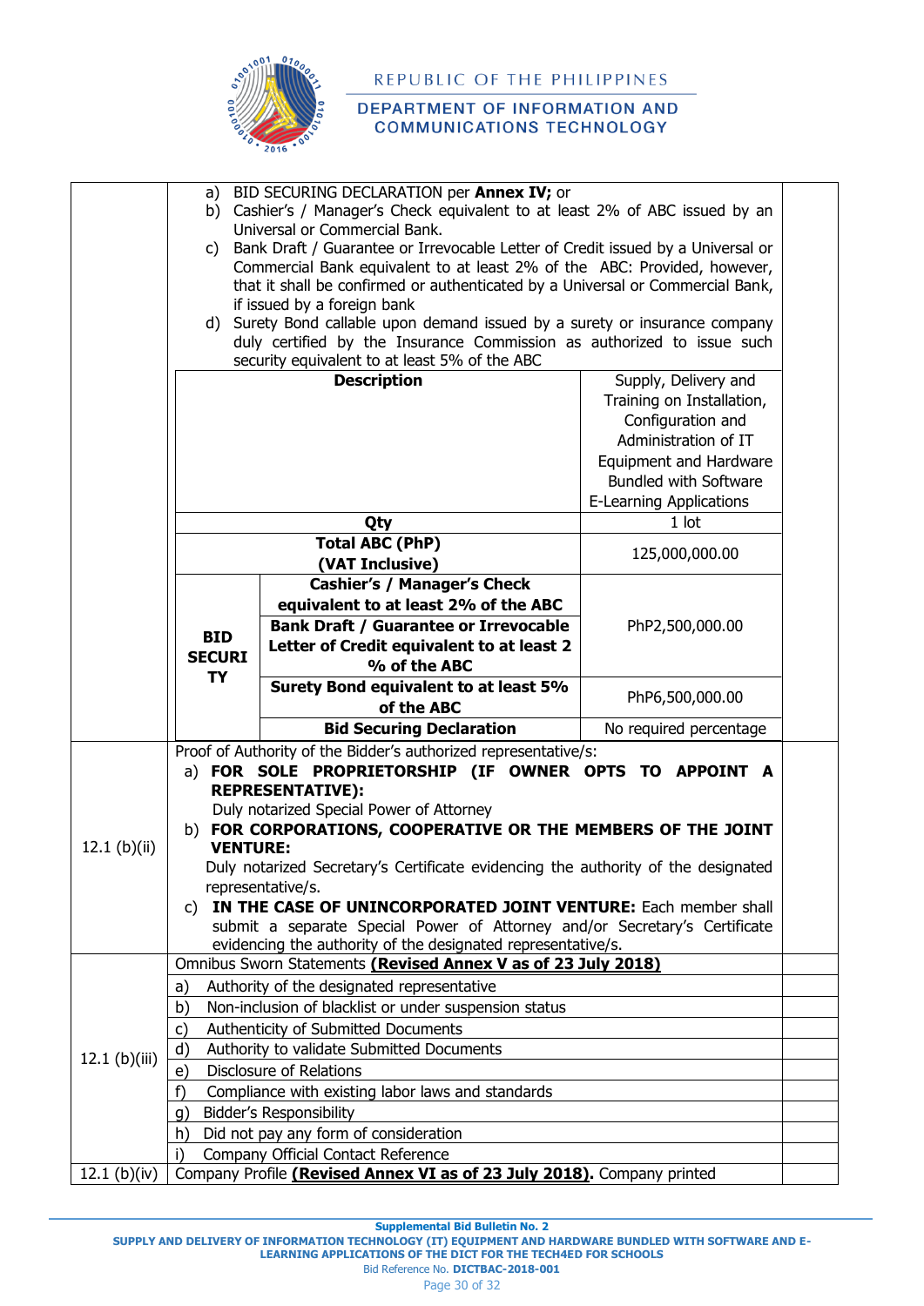| | | |
|---|---|---|
| | a) BID SECURING DECLARATION per **Annex IV;** or<br>b) Cashier's / Manager's Check equivalent to at least 2% of ABC issued by an Universal or Commercial Bank.<br>c) Bank Draft / Guarantee or Irrevocable Letter of Credit issued by a Universal or Commercial Bank equivalent to at least 2% of the ABC: Provided, however, that it shall be confirmed or authenticated by a Universal or Commercial Bank, if issued by a foreign bank<br>d) Surety Bond callable upon demand issued by a surety or insurance company duly certified by the Insurance Commission as authorized to issue such security equivalent to at least 5% of the ABC | |

| | | |
|---|---|---|
| **Description** | | Supply, Delivery and Training on Installation, Configuration and Administration of IT Equipment and Hardware Bundled with Software E-Learning Applications |
| **Qty** | | 1 lot |
| **Total ABC (PhP) (VAT Inclusive)** | | 125,000,000.00 |
| **BID SECURITY** | **Cashier's / Manager's Check equivalent to at least 2% of the ABC** | PhP2,500,000.00 |
| | **Bank Draft / Guarantee or Irrevocable Letter of Credit equivalent to at least 2 % of the ABC** | PhP2,500,000.00 |
| | **Surety Bond equivalent to at least 5% of the ABC** | PhP6,500,000.00 |
| | **Bid Securing Declaration** | No required percentage |

| | | |
|---|---|---|
| 12.1 (b)(ii) | Proof of Authority of the Bidder's authorized representative/s:<br>a) **FOR SOLE PROPRIETORSHIP (IF OWNER OPTS TO APPOINT A REPRESENTATIVE):** Duly notarized Special Power of Attorney<br>b) **FOR CORPORATIONS, COOPERATIVE OR THE MEMBERS OF THE JOINT VENTURE:** Duly notarized Secretary's Certificate evidencing the authority of the designated representative/s.<br>c) **IN THE CASE OF UNINCORPORATED JOINT VENTURE:** Each member shall submit a separate Special Power of Attorney and/or Secretary's Certificate evidencing the authority of the designated representative/s. | |
| 12.1 (b)(iii) | Omnibus Sworn Statements **(Revised Annex V as of 23 July 2018)** | |
| | a) Authority of the designated representative | |
| | b) Non-inclusion of blacklist or under suspension status | |
| | c) Authenticity of Submitted Documents | |
| | d) Authority to validate Submitted Documents | |
| | e) Disclosure of Relations | |
| | f) Compliance with existing labor laws and standards | |
| | g) Bidder's Responsibility | |
| | h) Did not pay any form of consideration | |
| | i) Company Official Contact Reference | |
| 12.1 (b)(iv) | Company Profile **(Revised Annex VI as of 23 July 2018)**. Company printed | |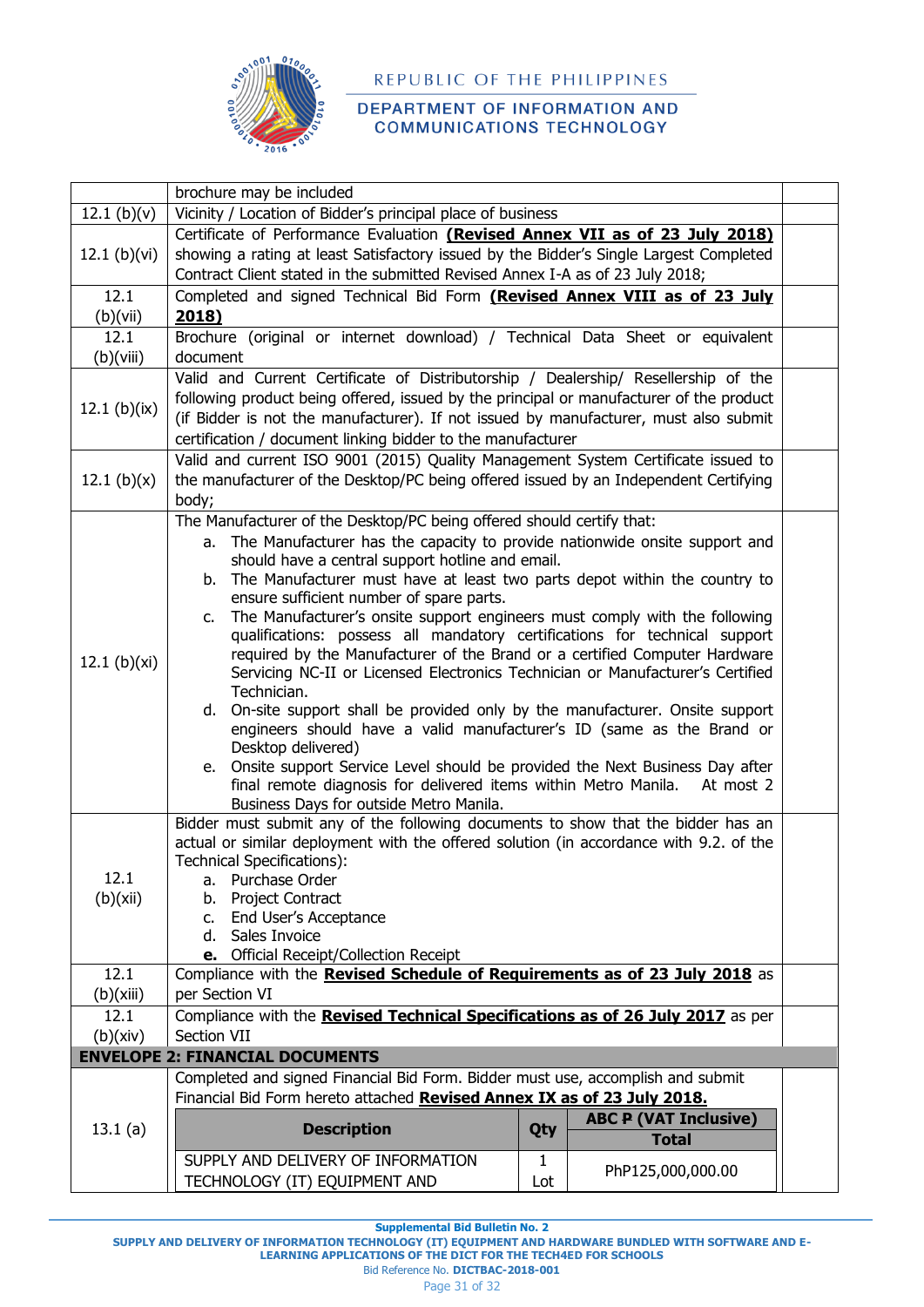| | | |
|---|---|---|
| | brochure may be included | |
| 12.1 (b)(v) | Vicinity / Location of Bidder's principal place of business | |
| 12.1 (b)(vi) | Certificate of Performance Evaluation **(Revised Annex VII as of 23 July 2018)** showing a rating at least Satisfactory issued by the Bidder's Single Largest Completed Contract Client stated in the submitted Revised Annex I-A as of 23 July 2018; | |
| 12.1 (b)(vii) | Completed and signed Technical Bid Form **(Revised Annex VIII as of 23 July 2018)** | |
| 12.1 (b)(viii) | Brochure (original or internet download) / Technical Data Sheet or equivalent document | |
| 12.1 (b)(ix) | Valid and Current Certificate of Distributorship / Dealership/ Resellership of the following product being offered, issued by the principal or manufacturer of the product (if Bidder is not the manufacturer). If not issued by manufacturer, must also submit certification / document linking bidder to the manufacturer | |
| 12.1 (b)(x) | Valid and current ISO 9001 (2015) Quality Management System Certificate issued to the manufacturer of the Desktop/PC being offered issued by an Independent Certifying body; | |
| 12.1 (b)(xi) | The Manufacturer of the Desktop/PC being offered should certify that:<br>a. The Manufacturer has the capacity to provide nationwide onsite support and should have a central support hotline and email.<br>b. The Manufacturer must have at least two parts depot within the country to ensure sufficient number of spare parts.<br>c. The Manufacturer's onsite support engineers must comply with the following qualifications: possess all mandatory certifications for technical support required by the Manufacturer of the Brand or a certified Computer Hardware Servicing NC-II or Licensed Electronics Technician or Manufacturer's Certified Technician.<br>d. On-site support shall be provided only by the manufacturer. Onsite support engineers should have a valid manufacturer's ID (same as the Brand or Desktop delivered)<br>e. Onsite support Service Level should be provided the Next Business Day after final remote diagnosis for delivered items within Metro Manila. At most 2 Business Days for outside Metro Manila. | |
| 12.1 (b)(xii) | Bidder must submit any of the following documents to show that the bidder has an actual or similar deployment with the offered solution (in accordance with 9.2. of the Technical Specifications):<br>a. Purchase Order<br>b. Project Contract<br>c. End User's Acceptance<br>d. Sales Invoice<br>**e.** Official Receipt/Collection Receipt | |
| 12.1 (b)(xiii) | Compliance with the **Revised Schedule of Requirements as of 23 July 2018** as per Section VI | |
| 12.1 (b)(xiv) | Compliance with the **Revised Technical Specifications as of 26 July 2017** as per Section VII | |
| **ENVELOPE 2: FINANCIAL DOCUMENTS** | | |
| 13.1 (a) | Completed and signed Financial Bid Form. Bidder must use, accomplish and submit Financial Bid Form hereto attached **Revised Annex IX as of 23 July 2018.** | |

| Description | Qty | ABC ₱ (VAT Inclusive) Total |
|---|---|---|
| SUPPLY AND DELIVERY OF INFORMATION TECHNOLOGY (IT) EQUIPMENT AND | 1 Lot | PhP125,000,000.00 |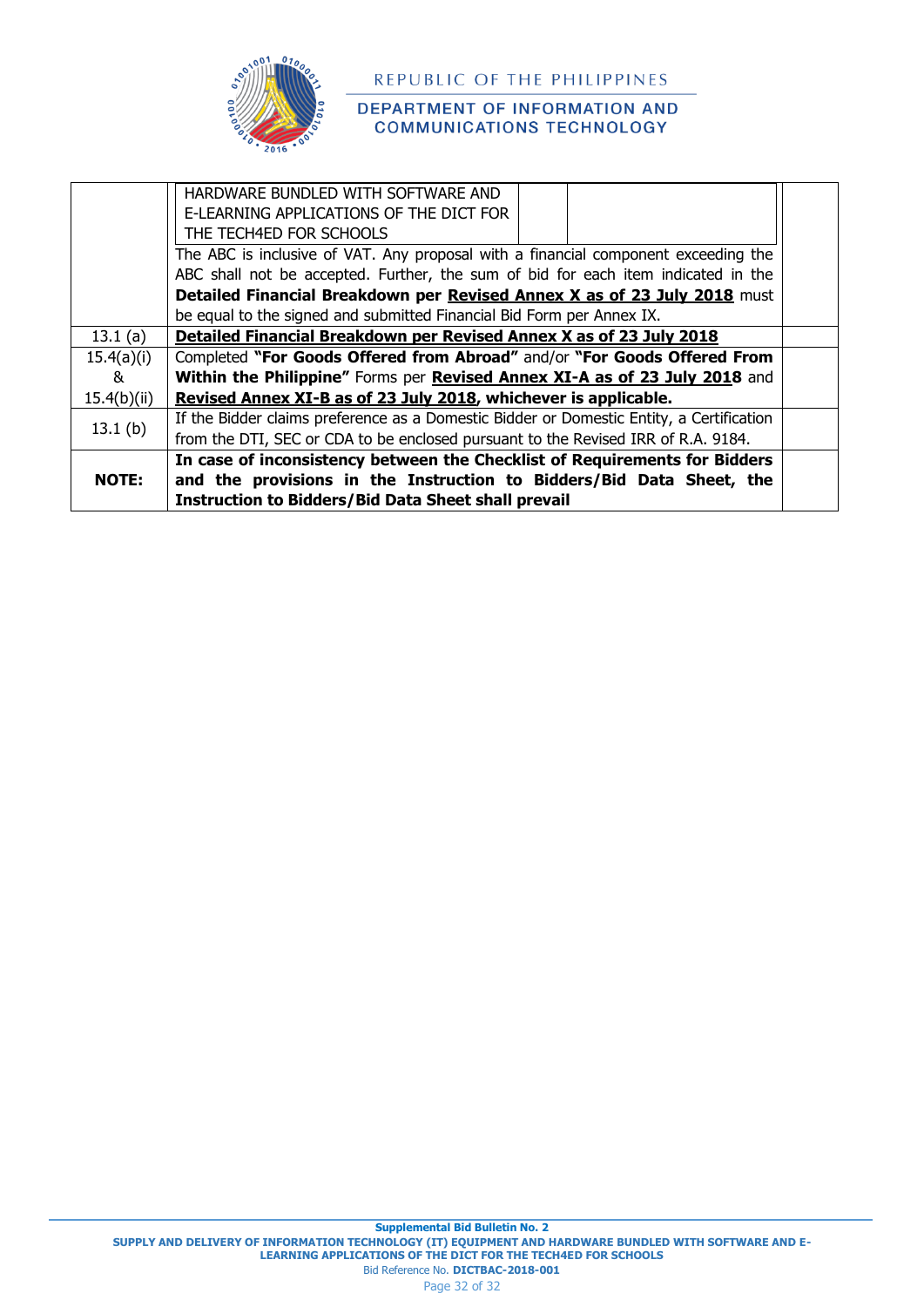| | | |
|---|---|---|
| | HARDWARE BUNDLED WITH SOFTWARE AND E-LEARNING APPLICATIONS OF THE DICT FOR THE TECH4ED FOR SCHOOLS<br>The ABC is inclusive of VAT. Any proposal with a financial component exceeding the ABC shall not be accepted. Further, the sum of bid for each item indicated in the **Detailed Financial Breakdown per Revised Annex X as of 23 July 2018** must be equal to the signed and submitted Financial Bid Form per Annex IX. | |
| 13.1 (a) | **Detailed Financial Breakdown per Revised Annex X as of 23 July 2018** | |
| 15.4(a)(i) & 15.4(b)(ii) | Completed **"For Goods Offered from Abroad"** and/or **"For Goods Offered From Within the Philippine"** Forms per **Revised Annex XI-A as of 23 July 2018** and **Revised Annex XI-B as of 23 July 2018, whichever is applicable.** | |
| 13.1 (b) | If the Bidder claims preference as a Domestic Bidder or Domestic Entity, a Certification from the DTI, SEC or CDA to be enclosed pursuant to the Revised IRR of R.A. 9184. | |
| **NOTE:** | **In case of inconsistency between the Checklist of Requirements for Bidders and the provisions in the Instruction to Bidders/Bid Data Sheet, the Instruction to Bidders/Bid Data Sheet shall prevail** | |